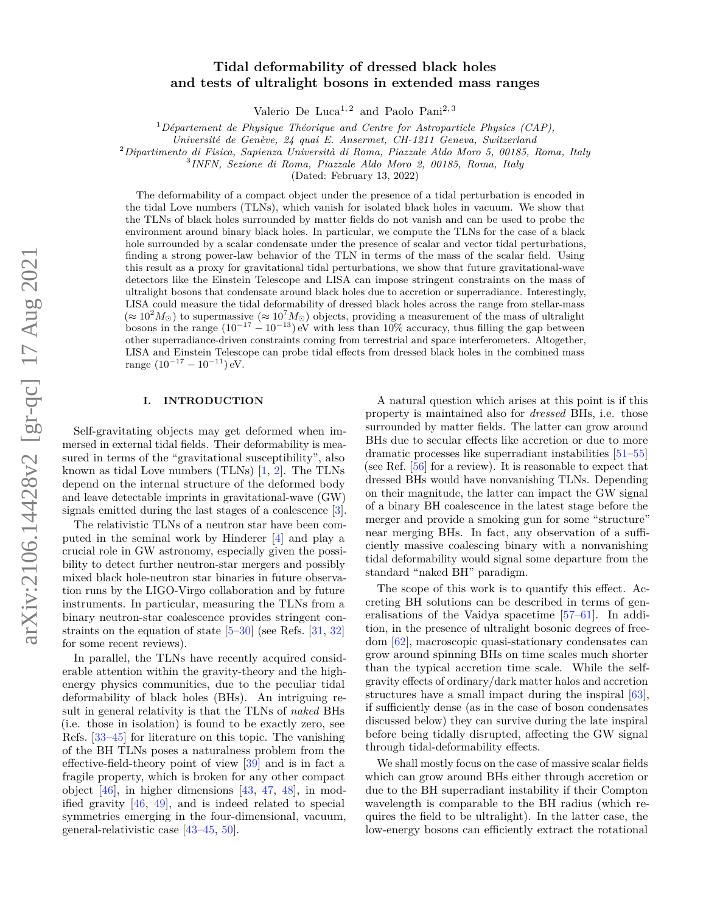# Tidal deformability of dressed black holes and tests of ultralight bosons in extended mass ranges

Valerio De Luca[1,2] and Paolo Pani[2,3]

[1] *Département de Physique Théorique and Centre for Astroparticle Physics (CAP), Université de Genève, 24 quai E. Ansermet, CH-1211 Geneva, Switzerland*

[2] *Dipartimento di Fisica, Sapienza Università di Roma, Piazzale Aldo Moro 5, 00185, Roma, Italy*

[3] *INFN, Sezione di Roma, Piazzale Aldo Moro 2, 00185, Roma, Italy*

(Dated: February 13, 2022)

The deformability of a compact object under the presence of a tidal perturbation is encoded in the tidal Love numbers (TLNs), which vanish for isolated black holes in vacuum. We show that the TLNs of black holes surrounded by matter fields do not vanish and can be used to probe the environment around binary black holes. In particular, we compute the TLNs for the case of a black hole surrounded by a scalar condensate under the presence of scalar and vector tidal perturbations, finding a strong power-law behavior of the TLN in terms of the mass of the scalar field. Using this result as a proxy for gravitational tidal perturbations, we show that future gravitational-wave detectors like the Einstein Telescope and LISA can impose stringent constraints on the mass of ultralight bosons that condensate around black holes due to accretion or superradiance. Interestingly, LISA could measure the tidal deformability of dressed black holes across the range from stellar-mass ($\approx 10^2 M_\odot$) to supermassive ($\approx 10^7 M_\odot$) objects, providing a measurement of the mass of ultralight bosons in the range $(10^{-17} - 10^{-13})$ eV with less than 10% accuracy, thus filling the gap between other superradiance-driven constraints coming from terrestrial and space interferometers. Altogether, LISA and Einstein Telescope can probe tidal effects from dressed black holes in the combined mass range $(10^{-17} - 10^{-11})$ eV.

## I. INTRODUCTION

Self-gravitating objects may get deformed when immersed in external tidal fields. Their deformability is measured in terms of the "gravitational susceptibility", also known as tidal Love numbers (TLNs) [1, 2]. The TLNs depend on the internal structure of the deformed body and leave detectable imprints in gravitational-wave (GW) signals emitted during the last stages of a coalescence [3].

The relativistic TLNs of a neutron star have been computed in the seminal work by Hinderer [4] and play a crucial role in GW astronomy, especially given the possibility to detect further neutron-star mergers and possibly mixed black hole-neutron star binaries in future observation runs by the LIGO-Virgo collaboration and by future instruments. In particular, measuring the TLNs from a binary neutron-star coalescence provides stringent constraints on the equation of state [5–30] (see Refs. [31, 32] for some recent reviews).

In parallel, the TLNs have recently acquired considerable attention within the gravity-theory and the high-energy physics communities, due to the peculiar tidal deformability of black holes (BHs). An intriguing result in general relativity is that the TLNs of *naked* BHs (i.e. those in isolation) is found to be exactly zero, see Refs. [33–45] for literature on this topic. The vanishing of the BH TLNs poses a naturalness problem from the effective-field-theory point of view [39] and is in fact a fragile property, which is broken for any other compact object [46], in higher dimensions [43, 47, 48], in modified gravity [46, 49], and is indeed related to special symmetries emerging in the four-dimensional, vacuum, general-relativistic case [43–45, 50].

A natural question which arises at this point is if this property is maintained also for *dressed* BHs, i.e. those surrounded by matter fields. The latter can grow around BHs due to secular effects like accretion or due to more dramatic processes like superradiant instabilities [51–55] (see Ref. [56] for a review). It is reasonable to expect that dressed BHs would have nonvanishing TLNs. Depending on their magnitude, the latter can impact the GW signal of a binary BH coalescence in the latest stage before the merger and provide a smoking gun for some "structure" near merging BHs. In fact, any observation of a sufficiently massive coalescing binary with a nonvanishing tidal deformability would signal some departure from the standard "naked BH" paradigm.

The scope of this work is to quantify this effect. Accreting BH solutions can be described in terms of generalisations of the Vaidya spacetime [57–61]. In addition, in the presence of ultralight bosonic degrees of freedom [62], macroscopic quasi-stationary condensates can grow around spinning BHs on time scales much shorter than the typical accretion time scale. While the self-gravity effects of ordinary/dark matter halos and accretion structures have a small impact during the inspiral [63], if sufficiently dense (as in the case of boson condensates discussed below) they can survive during the late inspiral before being tidally disrupted, affecting the GW signal through tidal-deformability effects.

We shall mostly focus on the case of massive scalar fields which can grow around BHs either through accretion or due to the BH superradiant instability if their Compton wavelength is comparable to the BH radius (which requires the field to be ultralight). In the latter case, the low-energy bosons can efficiently extract the rotational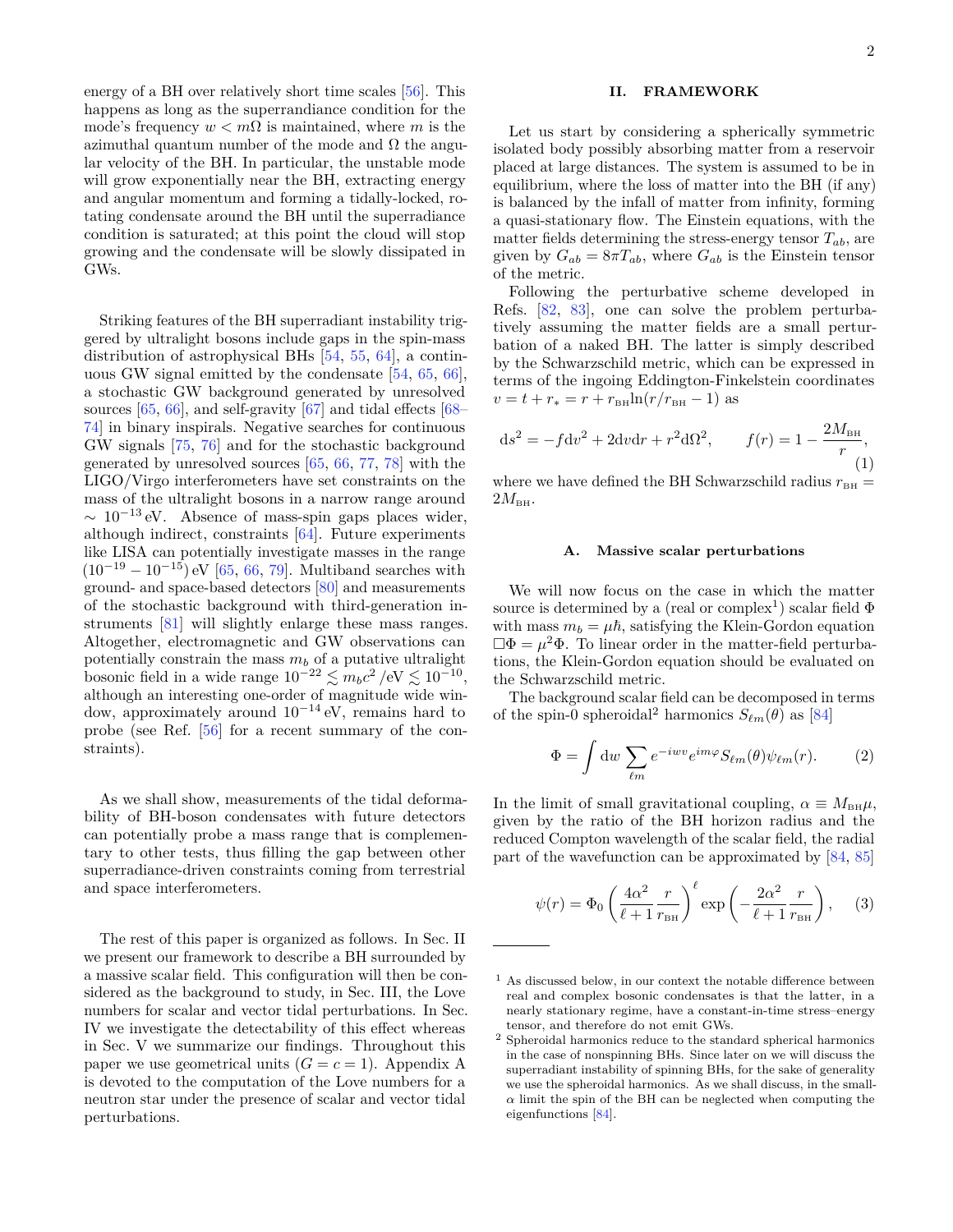energy of a BH over relatively short time scales [56]. This happens as long as the superrandiance condition for the mode's frequency $w < m\Omega$ is maintained, where $m$ is the azimuthal quantum number of the mode and $\Omega$ the angular velocity of the BH. In particular, the unstable mode will grow exponentially near the BH, extracting energy and angular momentum and forming a tidally-locked, rotating condensate around the BH until the superradiance condition is saturated; at this point the cloud will stop growing and the condensate will be slowly dissipated in GWs.

Striking features of the BH superradiant instability triggered by ultralight bosons include gaps in the spin-mass distribution of astrophysical BHs [54, 55, 64], a continuous GW signal emitted by the condensate [54, 65, 66], a stochastic GW background generated by unresolved sources [65, 66], and self-gravity [67] and tidal effects [68–74] in binary inspirals. Negative searches for continuous GW signals [75, 76] and for the stochastic background generated by unresolved sources [65, 66, 77, 78] with the LIGO/Virgo interferometers have set constraints on the mass of the ultralight bosons in a narrow range around $\sim 10^{-13}$ eV. Absence of mass-spin gaps places wider, although indirect, constraints [64]. Future experiments like LISA can potentially investigate masses in the range $(10^{-19} - 10^{-15})$ eV [65, 66, 79]. Multiband searches with ground- and space-based detectors [80] and measurements of the stochastic background with third-generation instruments [81] will slightly enlarge these mass ranges. Altogether, electromagnetic and GW observations can potentially constrain the mass $m_b$ of a putative ultralight bosonic field in a wide range $10^{-22} \lesssim m_b c^2\,/\text{eV} \lesssim 10^{-10}$, although an interesting one-order of magnitude wide window, approximately around $10^{-14}$ eV, remains hard to probe (see Ref. [56] for a recent summary of the constraints).

As we shall show, measurements of the tidal deformability of BH-boson condensates with future detectors can potentially probe a mass range that is complementary to other tests, thus filling the gap between other superradiance-driven constraints coming from terrestrial and space interferometers.

The rest of this paper is organized as follows. In Sec. II we present our framework to describe a BH surrounded by a massive scalar field. This configuration will then be considered as the background to study, in Sec. III, the Love numbers for scalar and vector tidal perturbations. In Sec. IV we investigate the detectability of this effect whereas in Sec. V we summarize our findings. Throughout this paper we use geometrical units ($G = c = 1$). Appendix A is devoted to the computation of the Love numbers for a neutron star under the presence of scalar and vector tidal perturbations.

## II. FRAMEWORK

Let us start by considering a spherically symmetric isolated body possibly absorbing matter from a reservoir placed at large distances. The system is assumed to be in equilibrium, where the loss of matter into the BH (if any) is balanced by the infall of matter from infinity, forming a quasi-stationary flow. The Einstein equations, with the matter fields determining the stress-energy tensor $T_{ab}$, are given by $G_{ab} = 8\pi T_{ab}$, where $G_{ab}$ is the Einstein tensor of the metric.

Following the perturbative scheme developed in Refs. [82, 83], one can solve the problem perturbatively assuming the matter fields are a small perturbation of a naked BH. The latter is simply described by the Schwarzschild metric, which can be expressed in terms of the ingoing Eddington-Finkelstein coordinates $v = t + r_* = r + r_{\rm BH}\ln(r/r_{\rm BH} - 1)$ as

$$\mathrm{d}s^2 = -f\mathrm{d}v^2 + 2\mathrm{d}v\mathrm{d}r + r^2\mathrm{d}\Omega^2, \qquad f(r) = 1 - \frac{2M_{\rm BH}}{r}, \tag{1}$$

where we have defined the BH Schwarzschild radius $r_{\rm BH} = 2M_{\rm BH}$.

### A. Massive scalar perturbations

We will now focus on the case in which the matter source is determined by a (real or complex[1]) scalar field $\Phi$ with mass $m_b = \mu\hbar$, satisfying the Klein-Gordon equation $\Box\Phi = \mu^2\Phi$. To linear order in the matter-field perturbations, the Klein-Gordon equation should be evaluated on the Schwarzschild metric.

The background scalar field can be decomposed in terms of the spin-0 spheroidal[2] harmonics $S_{\ell m}(\theta)$ as [84]

$$\Phi = \int \mathrm{d}w \sum_{\ell m} e^{-iwv} e^{im\varphi} S_{\ell m}(\theta)\psi_{\ell m}(r). \tag{2}$$

In the limit of small gravitational coupling, $\alpha \equiv M_{\rm BH}\mu$, given by the ratio of the BH horizon radius and the reduced Compton wavelength of the scalar field, the radial part of the wavefunction can be approximated by [84, 85]

$$\psi(r) = \Phi_0 \left(\frac{4\alpha^2}{\ell+1}\frac{r}{r_{\rm BH}}\right)^{\ell} \exp\left(-\frac{2\alpha^2}{\ell+1}\frac{r}{r_{\rm BH}}\right), \tag{3}$$

---

[1] As discussed below, in our context the notable difference between real and complex bosonic condensates is that the latter, in a nearly stationary regime, have a constant-in-time stress–energy tensor, and therefore do not emit GWs.

[2] Spheroidal harmonics reduce to the standard spherical harmonics in the case of nonspinning BHs. Since later on we will discuss the superradiant instability of spinning BHs, for the sake of generality we use the spheroidal harmonics. As we shall discuss, in the small-$\alpha$ limit the spin of the BH can be neglected when computing the eigenfunctions [84].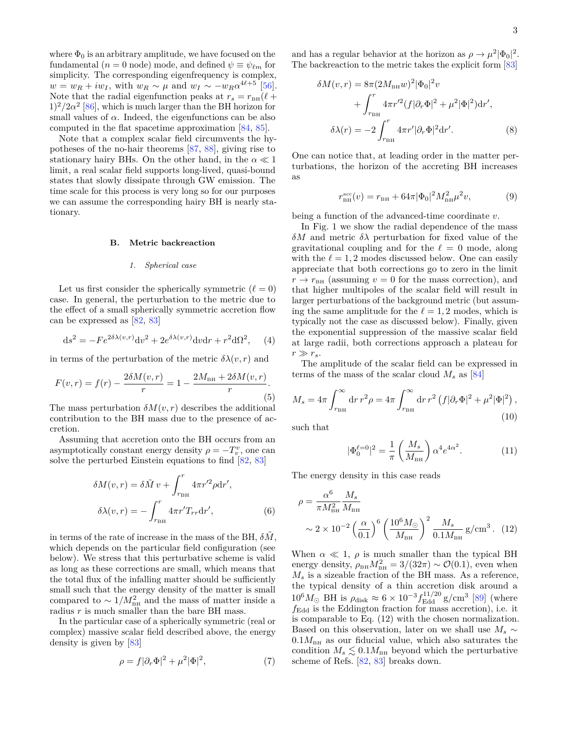where $\Phi_0$ is an arbitrary amplitude, we have focused on the fundamental ($n=0$ node) mode, and defined $\psi \equiv \psi_{\ell m}$ for simplicity. The corresponding eigenfrequency is complex, $w = w_R + i w_I$, with $w_R \sim \mu$ and $w_I \sim -w_R \alpha^{4\ell+5}$ [56]. Note that the radial eigenfunction peaks at $r_s = r_{\rm BH}(\ell+1)^2/2\alpha^2$ [86], which is much larger than the BH horizon for small values of $\alpha$. Indeed, the eigenfunctions can be also computed in the flat spacetime approximation [84, 85].

Note that a complex scalar field circumvents the hypotheses of the no-hair theorems [87, 88], giving rise to stationary hairy BHs. On the other hand, in the $\alpha \ll 1$ limit, a real scalar field supports long-lived, quasi-bound states that slowly dissipate through GW emission. The time scale for this process is very long so for our purposes we can assume the corresponding hairy BH is nearly stationary.

### B. Metric backreaction

#### 1. *Spherical case*

Let us first consider the spherically symmetric ($\ell = 0$) case. In general, the perturbation to the metric due to the effect of a small spherically symmetric accretion flow can be expressed as [82, 83]

$$\mathrm{d}s^2 = -F e^{2\delta\lambda(v,r)}\mathrm{d}v^2 + 2e^{\delta\lambda(v,r)}\mathrm{d}v\mathrm{d}r + r^2\mathrm{d}\Omega^2, \quad (4)$$

in terms of the perturbation of the metric $\delta\lambda(v,r)$ and

$$F(v,r) = f(r) - \frac{2\delta M(v,r)}{r} = 1 - \frac{2M_{\rm BH} + 2\delta M(v,r)}{r}. \quad (5)$$

The mass perturbation $\delta M(v,r)$ describes the additional contribution to the BH mass due to the presence of accretion.

Assuming that accretion onto the BH occurs from an asymptotically constant energy density $\rho = -T^v_v$, one can solve the perturbed Einstein equations to find [82, 83]

$$\begin{aligned}
\delta M(v,r) &= \delta\tilde{M}\, v + \int_{r_{\rm BH}}^{r} 4\pi r'^2 \rho \mathrm{d}r', \\
\delta\lambda(v,r) &= -\int_{r_{\rm BH}}^{r} 4\pi r' T_{rr}\mathrm{d}r',
\end{aligned} \quad (6)$$

in terms of the rate of increase in the mass of the BH, $\delta\tilde{M}$, which depends on the particular field configuration (see below). We stress that this perturbative scheme is valid as long as these corrections are small, which means that the total flux of the infalling matter should be sufficiently small such that the energy density of the matter is small compared to $\sim 1/M_{\rm BH}^2$ and the mass of matter inside a radius $r$ is much smaller than the bare BH mass.

In the particular case of a spherically symmetric (real or complex) massive scalar field described above, the energy density is given by [83]

$$\rho = f|\partial_r\Phi|^2 + \mu^2|\Phi|^2, \quad (7)$$

and has a regular behavior at the horizon as $\rho \to \mu^2|\Phi_0|^2$. The backreaction to the metric takes the explicit form [83]

$$\begin{aligned}
\delta M(v,r) &= 8\pi(2M_{\rm BH}w)^2|\Phi_0|^2 v \\
&\quad + \int_{r_{\rm BH}}^{r} 4\pi r'^2 (f|\partial_r\Phi|^2 + \mu^2|\Phi|^2)\mathrm{d}r', \\
\delta\lambda(r) &= -2\int_{r_{\rm BH}}^{r} 4\pi r' |\partial_r\Phi|^2 \mathrm{d}r'.
\end{aligned} \quad (8)$$

One can notice that, at leading order in the matter perturbations, the horizon of the accreting BH increases as

$$r_{\rm BH}^{\rm acc}(v) = r_{\rm BH} + 64\pi|\Phi_0|^2 M_{\rm BH}^2 \mu^2 v, \quad (9)$$

being a function of the advanced-time coordinate $v$.

In Fig. 1 we show the radial dependence of the mass $\delta M$ and metric $\delta\lambda$ perturbation for fixed value of the gravitational coupling and for the $\ell = 0$ mode, along with the $\ell = 1, 2$ modes discussed below. One can easily appreciate that both corrections go to zero in the limit $r \to r_{\rm BH}$ (assuming $v = 0$ for the mass correction), and that higher multipoles of the scalar field will result in larger perturbations of the background metric (but assuming the same amplitude for the $\ell = 1, 2$ modes, which is typically not the case as discussed below). Finally, given the exponential suppression of the massive scalar field at large radii, both corrections approach a plateau for $r \gg r_s$.

The amplitude of the scalar field can be expressed in terms of the mass of the scalar cloud $M_s$ as [84]

$$M_s = 4\pi\int_{r_{\rm BH}}^{\infty}\mathrm{d}r\, r^2\rho = 4\pi\int_{r_{\rm BH}}^{\infty}\mathrm{d}r\, r^2\left(f|\partial_r\Phi|^2 + \mu^2|\Phi|^2\right), \quad (10)$$

such that

$$|\Phi_0^{\ell=0}|^2 = \frac{1}{\pi}\left(\frac{M_s}{M_{\rm BH}}\right)\alpha^4 e^{4\alpha^2}. \quad (11)$$

The energy density in this case reads

$$\begin{aligned}
\rho &= \frac{\alpha^6}{\pi M_{\rm BH}^2}\frac{M_s}{M_{\rm BH}} \\
&\sim 2\times 10^{-2}\left(\frac{\alpha}{0.1}\right)^6\left(\frac{10^6 M_\odot}{M_{\rm BH}}\right)^2\frac{M_s}{0.1M_{\rm BH}}\ \mathrm{g/cm}^3.
\end{aligned} \quad (12)$$

When $\alpha \ll 1$, $\rho$ is much smaller than the typical BH energy density, $\rho_{\rm BH}M_{\rm BH}^2 = 3/(32\pi) \sim \mathcal{O}(0.1)$, even when $M_s$ is a sizeable fraction of the BH mass. As a reference, the typical density of a thin accretion disk around a $10^6 M_\odot$ BH is $\rho_{\rm disk} \approx 6\times 10^{-3} f_{\rm Edd}^{11/20}\ \mathrm{g/cm}^3$ [89] (where $f_{\rm Edd}$ is the Eddington fraction for mass accretion), i.e. it is comparable to Eq. (12) with the chosen normalization. Based on this observation, later on we shall use $M_s \sim 0.1M_{\rm BH}$ as our fiducial value, which also saturates the condition $M_s \lesssim 0.1M_{\rm BH}$ beyond which the perturbative scheme of Refs. [82, 83] breaks down.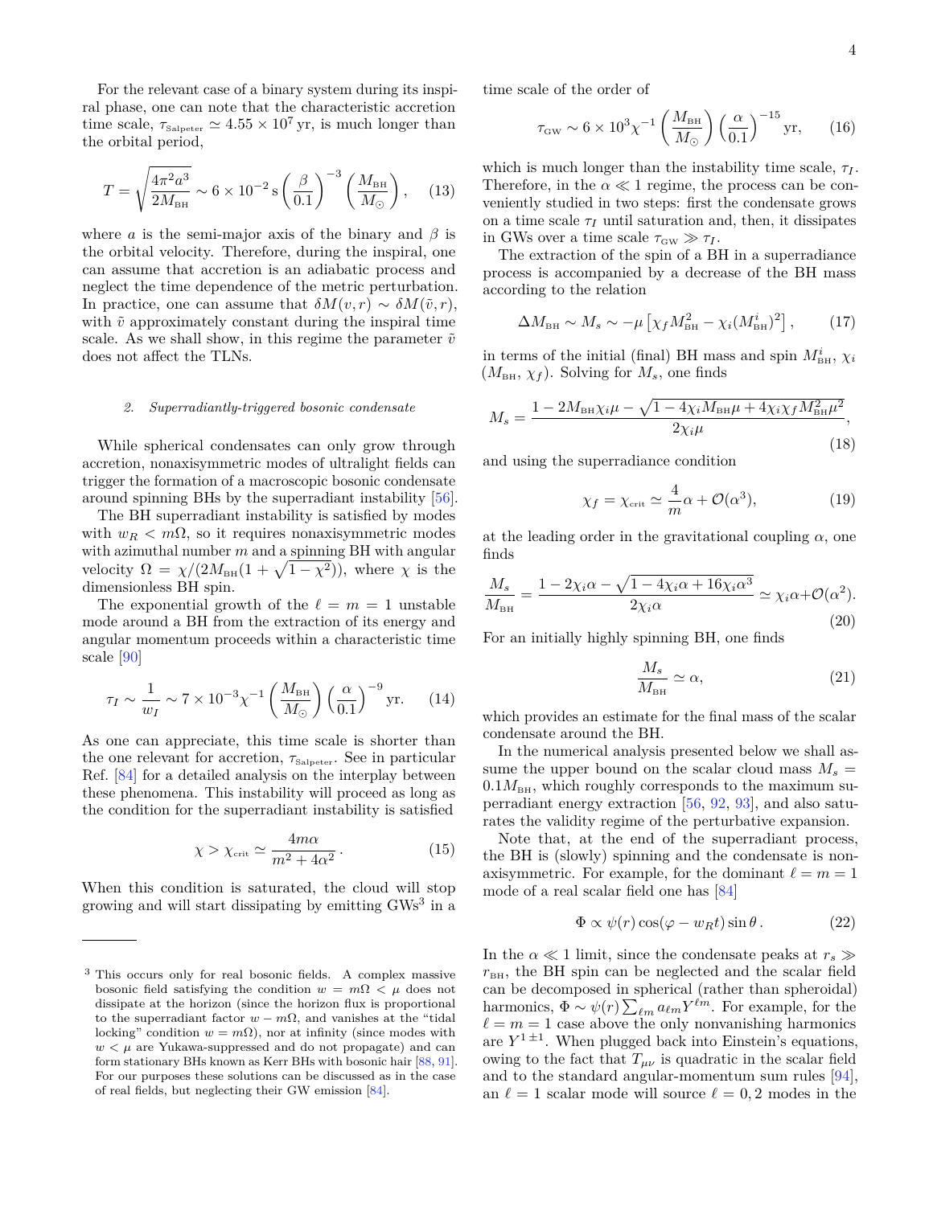For the relevant case of a binary system during its inspiral phase, one can note that the characteristic accretion time scale, $\tau_{\rm Salpeter} \simeq 4.55 \times 10^7$ yr, is much longer than the orbital period,

$$T = \sqrt{\frac{4\pi^2 a^3}{2M_{\rm BH}}} \sim 6\times 10^{-2}\,{\rm s}\left(\frac{\beta}{0.1}\right)^{-3}\left(\frac{M_{\rm BH}}{M_\odot}\right), \quad (13)$$

where $a$ is the semi-major axis of the binary and $\beta$ is the orbital velocity. Therefore, during the inspiral, one can assume that accretion is an adiabatic process and neglect the time dependence of the metric perturbation. In practice, one can assume that $\delta M(v,r) \sim \delta M(\tilde{v},r)$, with $\tilde{v}$ approximately constant during the inspiral time scale. As we shall show, in this regime the parameter $\tilde{v}$ does not affect the TLNs.

#### 2. Superradiantly-triggered bosonic condensate

While spherical condensates can only grow through accretion, nonaxisymmetric modes of ultralight fields can trigger the formation of a macroscopic bosonic condensate around spinning BHs by the superradiant instability [56].

The BH superradiant instability is satisfied by modes with $w_R < m\Omega$, so it requires nonaxisymmetric modes with azimuthal number $m$ and a spinning BH with angular velocity $\Omega = \chi/(2M_{\rm BH}(1+\sqrt{1-\chi^2}))$, where $\chi$ is the dimensionless BH spin.

The exponential growth of the $\ell = m = 1$ unstable mode around a BH from the extraction of its energy and angular momentum proceeds within a characteristic time scale [90]

$$\tau_I \sim \frac{1}{w_I} \sim 7\times 10^{-3}\chi^{-1}\left(\frac{M_{\rm BH}}{M_\odot}\right)\left(\frac{\alpha}{0.1}\right)^{-9}{\rm yr}. \quad (14)$$

As one can appreciate, this time scale is shorter than the one relevant for accretion, $\tau_{\rm Salpeter}$. See in particular Ref. [84] for a detailed analysis on the interplay between these phenomena. This instability will proceed as long as the condition for the superradiant instability is satisfied

$$\chi > \chi_{\rm crit} \simeq \frac{4m\alpha}{m^2+4\alpha^2}\,. \quad (15)$$

When this condition is saturated, the cloud will stop growing and will start dissipating by emitting GWs[3] in a time scale of the order of

$$\tau_{\rm GW} \sim 6\times 10^{3}\chi^{-1}\left(\frac{M_{\rm BH}}{M_\odot}\right)\left(\frac{\alpha}{0.1}\right)^{-15}{\rm yr}, \quad (16)$$

which is much longer than the instability time scale, $\tau_I$. Therefore, in the $\alpha \ll 1$ regime, the process can be conveniently studied in two steps: first the condensate grows on a time scale $\tau_I$ until saturation and, then, it dissipates in GWs over a time scale $\tau_{\rm GW} \gg \tau_I$.

The extraction of the spin of a BH in a superradiance process is accompanied by a decrease of the BH mass according to the relation

$$\Delta M_{\rm BH} \sim M_s \sim -\mu\left[\chi_f M_{\rm BH}^2 - \chi_i (M_{\rm BH}^i)^2\right], \quad (17)$$

in terms of the initial (final) BH mass and spin $M_{\rm BH}^i$, $\chi_i$ ($M_{\rm BH}$, $\chi_f$). Solving for $M_s$, one finds

$$M_s = \frac{1-2M_{\rm BH}\chi_i\mu - \sqrt{1-4\chi_i M_{\rm BH}\mu + 4\chi_i\chi_f M_{\rm BH}^2\mu^2}}{2\chi_i\mu}, \quad (18)$$

and using the superradiance condition

$$\chi_f = \chi_{\rm crit} \simeq \frac{4}{m}\alpha + \mathcal{O}(\alpha^3), \quad (19)$$

at the leading order in the gravitational coupling $\alpha$, one finds

$$\frac{M_s}{M_{\rm BH}} = \frac{1-2\chi_i\alpha - \sqrt{1-4\chi_i\alpha+16\chi_i\alpha^3}}{2\chi_i\alpha} \simeq \chi_i\alpha + \mathcal{O}(\alpha^2). \quad (20)$$

For an initially highly spinning BH, one finds

$$\frac{M_s}{M_{\rm BH}} \simeq \alpha, \quad (21)$$

which provides an estimate for the final mass of the scalar condensate around the BH.

In the numerical analysis presented below we shall assume the upper bound on the scalar cloud mass $M_s = 0.1 M_{\rm BH}$, which roughly corresponds to the maximum superradiant energy extraction [56, 92, 93], and also saturates the validity regime of the perturbative expansion.

Note that, at the end of the superradiant process, the BH is (slowly) spinning and the condensate is nonaxisymmetric. For example, for the dominant $\ell = m = 1$ mode of a real scalar field one has [84]

$$\Phi \propto \psi(r)\cos(\varphi - w_R t)\sin\theta\,. \quad (22)$$

In the $\alpha \ll 1$ limit, since the condensate peaks at $r_s \gg r_{\rm BH}$, the BH spin can be neglected and the scalar field can be decomposed in spherical (rather than spheroidal) harmonics, $\Phi \sim \psi(r)\sum_{\ell m} a_{\ell m} Y^{\ell m}$. For example, for the $\ell = m = 1$ case above the only nonvanishing harmonics are $Y^{1\,\pm 1}$. When plugged back into Einstein's equations, owing to the fact that $T_{\mu\nu}$ is quadratic in the scalar field and to the standard angular-momentum sum rules [94], an $\ell = 1$ scalar mode will source $\ell = 0, 2$ modes in the

[3] This occurs only for real bosonic fields. A complex massive bosonic field satisfying the condition $w = m\Omega < \mu$ does not dissipate at the horizon (since the horizon flux is proportional to the superradiant factor $w - m\Omega$, and vanishes at the "tidal locking" condition $w = m\Omega$), nor at infinity (since modes with $w < \mu$ are Yukawa-suppressed and do not propagate) and can form stationary BHs known as Kerr BHs with bosonic hair [88, 91]. For our purposes these solutions can be discussed as in the case of real fields, but neglecting their GW emission [84].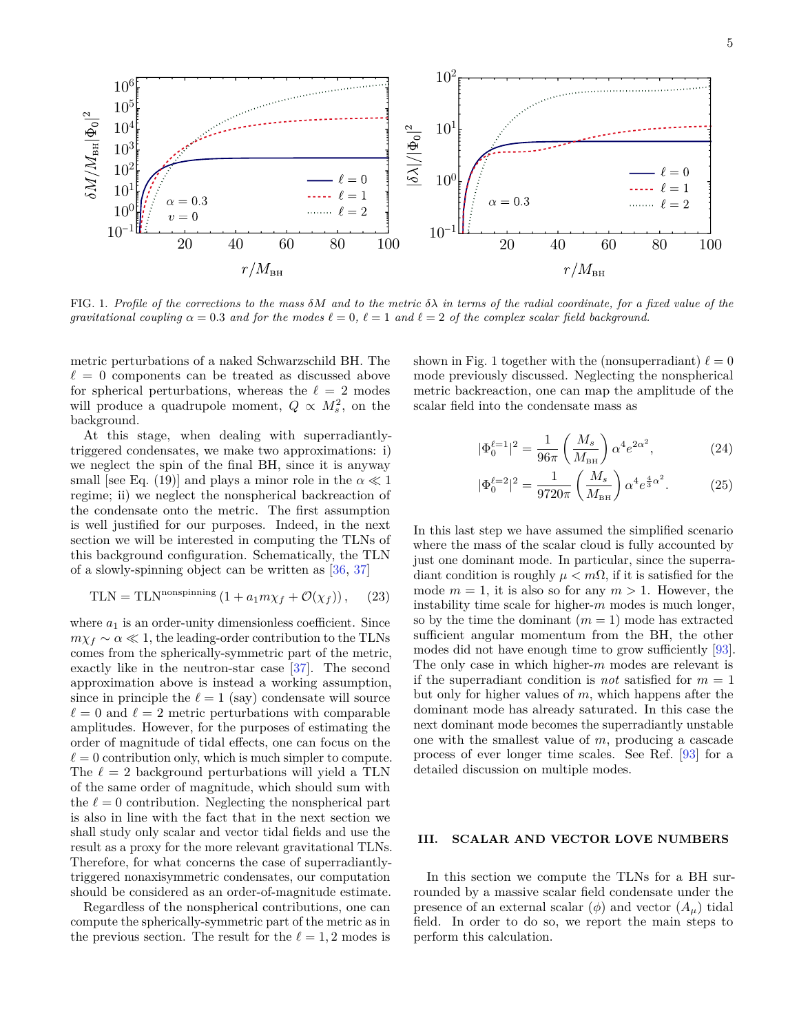FIG. 1. *Profile of the corrections to the mass $\delta M$ and to the metric $\delta\lambda$ in terms of the radial coordinate, for a fixed value of the gravitational coupling $\alpha = 0.3$ and for the modes $\ell = 0$, $\ell = 1$ and $\ell = 2$ of the complex scalar field background.*

metric perturbations of a naked Schwarzschild BH. The $\ell = 0$ components can be treated as discussed above for spherical perturbations, whereas the $\ell = 2$ modes will produce a quadrupole moment, $Q \propto M_s^2$, on the background.

At this stage, when dealing with superradiantly-triggered condensates, we make two approximations: i) we neglect the spin of the final BH, since it is anyway small [see Eq. (19)] and plays a minor role in the $\alpha \ll 1$ regime; ii) we neglect the nonspherical backreaction of the condensate onto the metric. The first assumption is well justified for our purposes. Indeed, in the next section we will be interested in computing the TLNs of this background configuration. Schematically, the TLN of a slowly-spinning object can be written as [36, 37]

$$\mathrm{TLN} = \mathrm{TLN}^{\mathrm{nonspinning}} \left(1 + a_1 m\chi_f + \mathcal{O}(\chi_f)\right), \qquad (23)$$

where $a_1$ is an order-unity dimensionless coefficient. Since $m\chi_f \sim \alpha \ll 1$, the leading-order contribution to the TLNs comes from the spherically-symmetric part of the metric, exactly like in the neutron-star case [37]. The second approximation above is instead a working assumption, since in principle the $\ell = 1$ (say) condensate will source $\ell = 0$ and $\ell = 2$ metric perturbations with comparable amplitudes. However, for the purposes of estimating the order of magnitude of tidal effects, one can focus on the $\ell = 0$ contribution only, which is much simpler to compute. The $\ell = 2$ background perturbations will yield a TLN of the same order of magnitude, which should sum with the $\ell = 0$ contribution. Neglecting the nonspherical part is also in line with the fact that in the next section we shall study only scalar and vector tidal fields and use the result as a proxy for the more relevant gravitational TLNs. Therefore, for what concerns the case of superradiantly-triggered nonaxisymmetric condensates, our computation should be considered as an order-of-magnitude estimate.

Regardless of the nonspherical contributions, one can compute the spherically-symmetric part of the metric as in the previous section. The result for the $\ell = 1, 2$ modes is shown in Fig. 1 together with the (nonsuperradiant) $\ell = 0$ mode previously discussed. Neglecting the nonspherical metric backreaction, one can map the amplitude of the scalar field into the condensate mass as

$$|\Phi_0^{\ell=1}|^2 = \frac{1}{96\pi}\left(\frac{M_s}{M_{\rm BH}}\right)\alpha^4 e^{2\alpha^2}, \qquad (24)$$

$$|\Phi_0^{\ell=2}|^2 = \frac{1}{9720\pi}\left(\frac{M_s}{M_{\rm BH}}\right)\alpha^4 e^{\frac{4}{3}\alpha^2}. \qquad (25)$$

In this last step we have assumed the simplified scenario where the mass of the scalar cloud is fully accounted by just one dominant mode. In particular, since the superradiant condition is roughly $\mu < m\Omega$, if it is satisfied for the mode $m = 1$, it is also so for any $m > 1$. However, the instability time scale for higher-$m$ modes is much longer, so by the time the dominant ($m = 1$) mode has extracted sufficient angular momentum from the BH, the other modes did not have enough time to grow sufficiently [93]. The only case in which higher-$m$ modes are relevant is if the superradiant condition is *not* satisfied for $m = 1$ but only for higher values of $m$, which happens after the dominant mode has already saturated. In this case the next dominant mode becomes the superradiantly unstable one with the smallest value of $m$, producing a cascade process of ever longer time scales. See Ref. [93] for a detailed discussion on multiple modes.

## III. SCALAR AND VECTOR LOVE NUMBERS

In this section we compute the TLNs for a BH surrounded by a massive scalar field condensate under the presence of an external scalar ($\phi$) and vector ($A_\mu$) tidal field. In order to do so, we report the main steps to perform this calculation.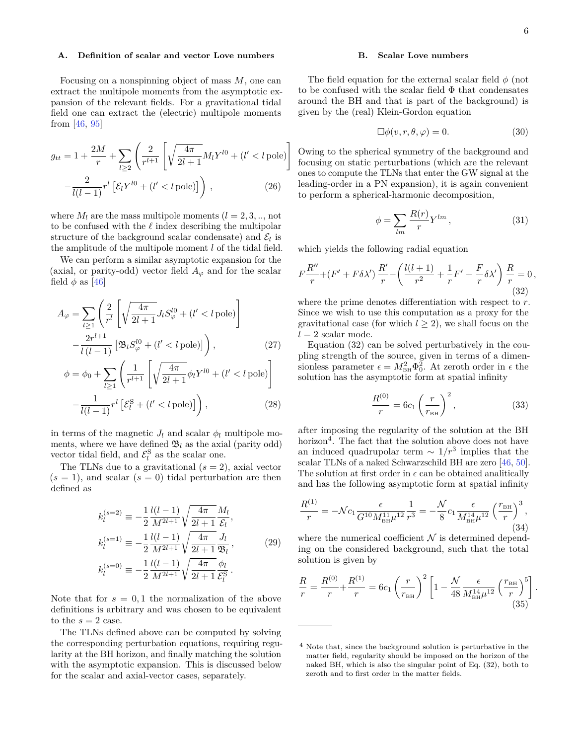### A. Definition of scalar and vector Love numbers

Focusing on a nonspinning object of mass $M$, one can extract the multipole moments from the asymptotic expansion of the relevant fields. For a gravitational tidal field one can extract the (electric) multipole moments from [46, 95]

$$
g_{tt} = 1 + \frac{2M}{r} + \sum_{l\geq 2}\left(\frac{2}{r^{l+1}}\left[\sqrt{\frac{4\pi}{2l+1}}M_l Y^{l0} + (l' < l\,\mathrm{pole})\right] - \frac{2}{l(l-1)}r^l\left[\mathcal{E}_l Y^{l0} + (l' < l\,\mathrm{pole})\right]\right), \tag{26}
$$

where $M_l$ are the mass multipole moments ($l = 2, 3, ..,$ not to be confused with the $\ell$ index describing the multipolar structure of the background scalar condensate) and $\mathcal{E}_l$ is the amplitude of the multipole moment $l$ of the tidal field.

We can perform a similar asymptotic expansion for the (axial, or parity-odd) vector field $A_\varphi$ and for the scalar field $\phi$ as [46]

$$
A_\varphi = \sum_{l\geq 1}\left(\frac{2}{r^l}\left[\sqrt{\frac{4\pi}{2l+1}}J_l S_\varphi^{l0} + (l' < l\,\mathrm{pole})\right] - \frac{2r^{l+1}}{l\,(l-1)}\left[\mathfrak{B}_l S_\varphi^{l0} + (l' < l\,\mathrm{pole})\right]\right), \tag{27}
$$

$$
\phi = \phi_0 + \sum_{l\geq 1}\left(\frac{1}{r^{l+1}}\left[\sqrt{\frac{4\pi}{2l+1}}\phi_l Y^{l0} + (l' < l\,\mathrm{pole})\right] - \frac{1}{l(l-1)}r^l\left[\mathcal{E}_l^{\mathrm{S}} + (l' < l\,\mathrm{pole})\right]\right), \tag{28}
$$

in terms of the magnetic $J_l$ and scalar $\phi_l$ multipole moments, where we have defined $\mathfrak{B}_l$ as the axial (parity odd) vector tidal field, and $\mathcal{E}_l^{\mathrm{S}}$ as the scalar one.

The TLNs due to a gravitational ($s = 2$), axial vector ($s = 1$), and scalar ($s = 0$) tidal perturbation are then defined as

$$
\begin{aligned}
k_l^{(s=2)} &\equiv -\frac{1}{2}\frac{l(l-1)}{M^{2l+1}}\sqrt{\frac{4\pi}{2l+1}}\frac{M_l}{\mathcal{E}_l}, \\
k_l^{(s=1)} &\equiv -\frac{1}{2}\frac{l(l-1)}{M^{2l+1}}\sqrt{\frac{4\pi}{2l+1}}\frac{J_l}{\mathfrak{B}_l}, \\
k_l^{(s=0)} &\equiv -\frac{1}{2}\frac{l(l-1)}{M^{2l+1}}\sqrt{\frac{4\pi}{2l+1}}\frac{\phi_l}{\mathcal{E}_l^{\mathrm{S}}}.
\end{aligned} \tag{29}
$$

Note that for $s = 0, 1$ the normalization of the above definitions is arbitrary and was chosen to be equivalent to the $s = 2$ case.

The TLNs defined above can be computed by solving the corresponding perturbation equations, requiring regularity at the BH horizon, and finally matching the solution with the asymptotic expansion. This is discussed below for the scalar and axial-vector cases, separately.

### B. Scalar Love numbers

The field equation for the external scalar field $\phi$ (not to be confused with the scalar field $\Phi$ that condensates around the BH and that is part of the background) is given by the (real) Klein-Gordon equation

$$
\Box\phi(v, r, \theta, \varphi) = 0. \tag{30}
$$

Owing to the spherical symmetry of the background and focusing on static perturbations (which are the relevant ones to compute the TLNs that enter the GW signal at the leading-order in a PN expansion), it is again convenient to perform a spherical-harmonic decomposition,

$$
\phi = \sum_{lm}\frac{R(r)}{r}Y^{lm}, \tag{31}
$$

which yields the following radial equation

$$
F\frac{R''}{r} + (F' + F\delta\lambda')\frac{R'}{r} - \left(\frac{l(l+1)}{r^2} + \frac{1}{r}F' + \frac{F}{r}\delta\lambda'\right)\frac{R}{r} = 0, \tag{32}
$$

where the prime denotes differentiation with respect to $r$. Since we wish to use this computation as a proxy for the gravitational case (for which $l \geq 2$), we shall focus on the $l = 2$ scalar mode.

Equation (32) can be solved perturbatively in the coupling strength of the source, given in terms of a dimensionless parameter $\epsilon = M_{\mathrm{BH}}^2\Phi_0^2$. At zeroth order in $\epsilon$ the solution has the asymptotic form at spatial infinity

$$
\frac{R^{(0)}}{r} = 6c_1\left(\frac{r}{r_{\mathrm{BH}}}\right)^2, \tag{33}
$$

after imposing the regularity of the solution at the BH horizon[4]. The fact that the solution above does not have an induced quadrupolar term $\sim 1/r^3$ implies that the scalar TLNs of a naked Schwarzschild BH are zero [46, 50]. The solution at first order in $\epsilon$ can be obtained analitically and has the following asymptotic form at spatial infinity

$$
\frac{R^{(1)}}{r} = -\mathcal{N}c_1\frac{\epsilon}{G^{10}M_{\mathrm{BH}}^{11}\mu^{12}}\frac{1}{r^3} = -\frac{\mathcal{N}}{8}c_1\frac{\epsilon}{M_{\mathrm{BH}}^{14}\mu^{12}}\left(\frac{r_{\mathrm{BH}}}{r}\right)^3, \tag{34}
$$

where the numerical coefficient $\mathcal{N}$ is determined depending on the considered background, such that the total solution is given by

$$
\frac{R}{r} = \frac{R^{(0)}}{r} + \frac{R^{(1)}}{r} = 6c_1\left(\frac{r}{r_{\mathrm{BH}}}\right)^2\left[1 - \frac{\mathcal{N}}{48}\frac{\epsilon}{M_{\mathrm{BH}}^{14}\mu^{12}}\left(\frac{r_{\mathrm{BH}}}{r}\right)^5\right]. \tag{35}
$$

---

[4] Note that, since the background solution is perturbative in the matter field, regularity should be imposed on the horizon of the naked BH, which is also the singular point of Eq. (32), both to zeroth and to first order in the matter fields.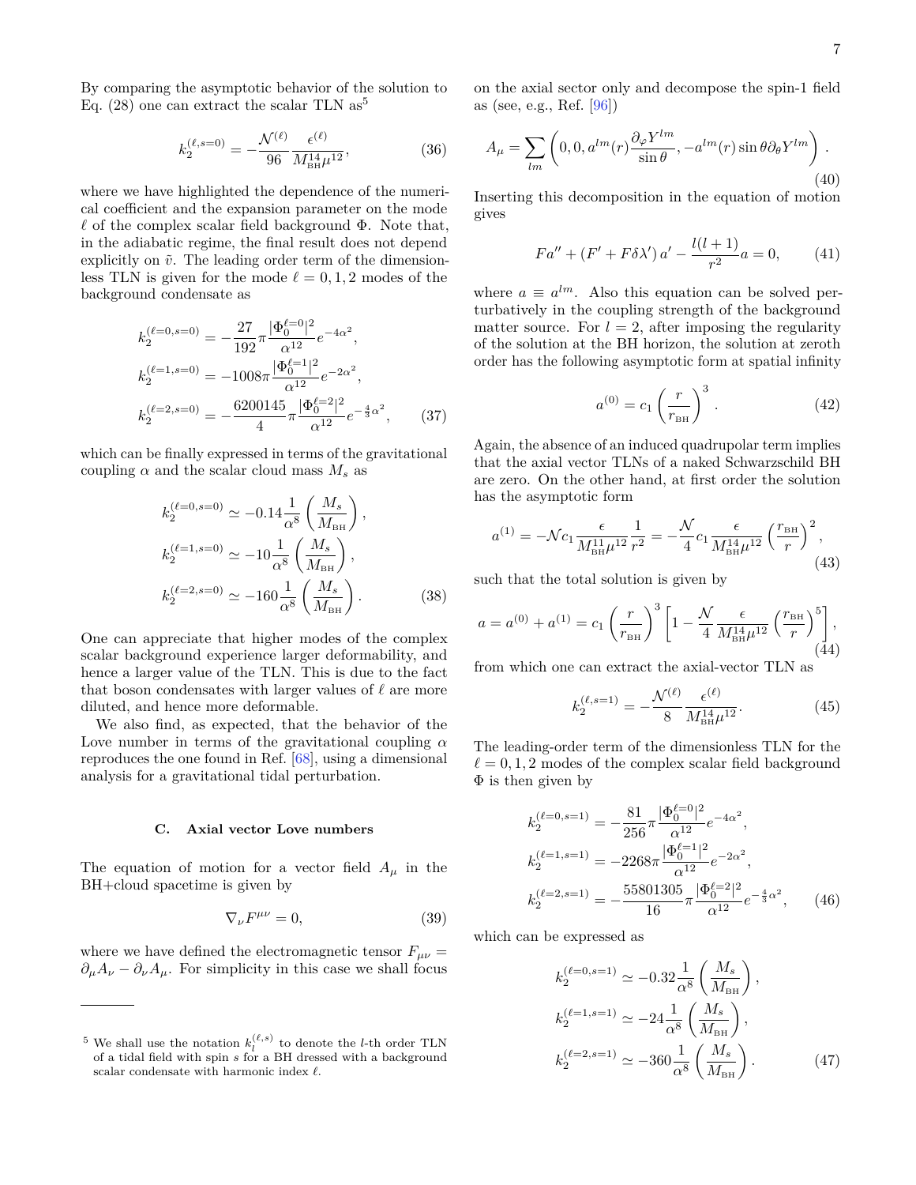By comparing the asymptotic behavior of the solution to Eq. (28) one can extract the scalar TLN as[5]

$$k_2^{(\ell,s=0)} = -\frac{\mathcal{N}^{(\ell)}}{96}\frac{\epsilon^{(\ell)}}{M_{\rm BH}^{14}\mu^{12}}, \tag{36}$$

where we have highlighted the dependence of the numerical coefficient and the expansion parameter on the mode $\ell$ of the complex scalar field background $\Phi$. Note that, in the adiabatic regime, the final result does not depend explicitly on $\bar{v}$. The leading order term of the dimensionless TLN is given for the mode $\ell = 0, 1, 2$ modes of the background condensate as

$$\begin{aligned}
k_2^{(\ell=0,s=0)} &= -\frac{27}{192}\pi\frac{|\Phi_0^{\ell=0}|^2}{\alpha^{12}}e^{-4\alpha^2}, \\
k_2^{(\ell=1,s=0)} &= -1008\pi\frac{|\Phi_0^{\ell=1}|^2}{\alpha^{12}}e^{-2\alpha^2}, \\
k_2^{(\ell=2,s=0)} &= -\frac{6200145}{4}\pi\frac{|\Phi_0^{\ell=2}|^2}{\alpha^{12}}e^{-\frac{4}{3}\alpha^2},
\end{aligned} \tag{37}$$

which can be finally expressed in terms of the gravitational coupling $\alpha$ and the scalar cloud mass $M_s$ as

$$\begin{aligned}
k_2^{(\ell=0,s=0)} &\simeq -0.14\frac{1}{\alpha^8}\left(\frac{M_s}{M_{\rm BH}}\right), \\
k_2^{(\ell=1,s=0)} &\simeq -10\frac{1}{\alpha^8}\left(\frac{M_s}{M_{\rm BH}}\right), \\
k_2^{(\ell=2,s=0)} &\simeq -160\frac{1}{\alpha^8}\left(\frac{M_s}{M_{\rm BH}}\right).
\end{aligned} \tag{38}$$

One can appreciate that higher modes of the complex scalar background experience larger deformability, and hence a larger value of the TLN. This is due to the fact that boson condensates with larger values of $\ell$ are more diluted, and hence more deformable.

We also find, as expected, that the behavior of the Love number in terms of the gravitational coupling $\alpha$ reproduces the one found in Ref. [68], using a dimensional analysis for a gravitational tidal perturbation.

### C. Axial vector Love numbers

The equation of motion for a vector field $A_\mu$ in the BH+cloud spacetime is given by

$$\nabla_\nu F^{\mu\nu} = 0, \tag{39}$$

where we have defined the electromagnetic tensor $F_{\mu\nu} = \partial_\mu A_\nu - \partial_\nu A_\mu$. For simplicity in this case we shall focus on the axial sector only and decompose the spin-1 field as (see, e.g., Ref. [96])

$$A_\mu = \sum_{lm}\left(0, 0, a^{lm}(r)\frac{\partial_\varphi Y^{lm}}{\sin\theta}, -a^{lm}(r)\sin\theta\partial_\theta Y^{lm}\right). \tag{40}$$

Inserting this decomposition in the equation of motion gives

$$F a'' + \left(F' + F\delta\lambda'\right)a' - \frac{l(l+1)}{r^2}a = 0, \tag{41}$$

where $a \equiv a^{lm}$. Also this equation can be solved perturbatively in the coupling strength of the background matter source. For $l = 2$, after imposing the regularity of the solution at the BH horizon, the solution at zeroth order has the following asymptotic form at spatial infinity

$$a^{(0)} = c_1\left(\frac{r}{r_{\rm BH}}\right)^3. \tag{42}$$

Again, the absence of an induced quadrupolar term implies that the axial vector TLNs of a naked Schwarzschild BH are zero. On the other hand, at first order the solution has the asymptotic form

$$a^{(1)} = -\mathcal{N}c_1\frac{\epsilon}{M_{\rm BH}^{11}\mu^{12}}\frac{1}{r^2} = -\frac{\mathcal{N}}{4}c_1\frac{\epsilon}{M_{\rm BH}^{14}\mu^{12}}\left(\frac{r_{\rm BH}}{r}\right)^2, \tag{43}$$

such that the total solution is given by

$$a = a^{(0)} + a^{(1)} = c_1\left(\frac{r}{r_{\rm BH}}\right)^3\left[1 - \frac{\mathcal{N}}{4}\frac{\epsilon}{M_{\rm BH}^{14}\mu^{12}}\left(\frac{r_{\rm BH}}{r}\right)^5\right], \tag{44}$$

from which one can extract the axial-vector TLN as

$$k_2^{(\ell,s=1)} = -\frac{\mathcal{N}^{(\ell)}}{8}\frac{\epsilon^{(\ell)}}{M_{\rm BH}^{14}\mu^{12}}. \tag{45}$$

The leading-order term of the dimensionless TLN for the $\ell = 0, 1, 2$ modes of the complex scalar field background $\Phi$ is then given by

$$\begin{aligned}
k_2^{(\ell=0,s=1)} &= -\frac{81}{256}\pi\frac{|\Phi_0^{\ell=0}|^2}{\alpha^{12}}e^{-4\alpha^2}, \\
k_2^{(\ell=1,s=1)} &= -2268\pi\frac{|\Phi_0^{\ell=1}|^2}{\alpha^{12}}e^{-2\alpha^2}, \\
k_2^{(\ell=2,s=1)} &= -\frac{55801305}{16}\pi\frac{|\Phi_0^{\ell=2}|^2}{\alpha^{12}}e^{-\frac{4}{3}\alpha^2},
\end{aligned} \tag{46}$$

which can be expressed as

$$\begin{aligned}
k_2^{(\ell=0,s=1)} &\simeq -0.32\frac{1}{\alpha^8}\left(\frac{M_s}{M_{\rm BH}}\right), \\
k_2^{(\ell=1,s=1)} &\simeq -24\frac{1}{\alpha^8}\left(\frac{M_s}{M_{\rm BH}}\right), \\
k_2^{(\ell=2,s=1)} &\simeq -360\frac{1}{\alpha^8}\left(\frac{M_s}{M_{\rm BH}}\right).
\end{aligned} \tag{47}$$

---

[5] We shall use the notation $k_l^{(\ell,s)}$ to denote the $l$-th order TLN of a tidal field with spin $s$ for a BH dressed with a background scalar condensate with harmonic index $\ell$.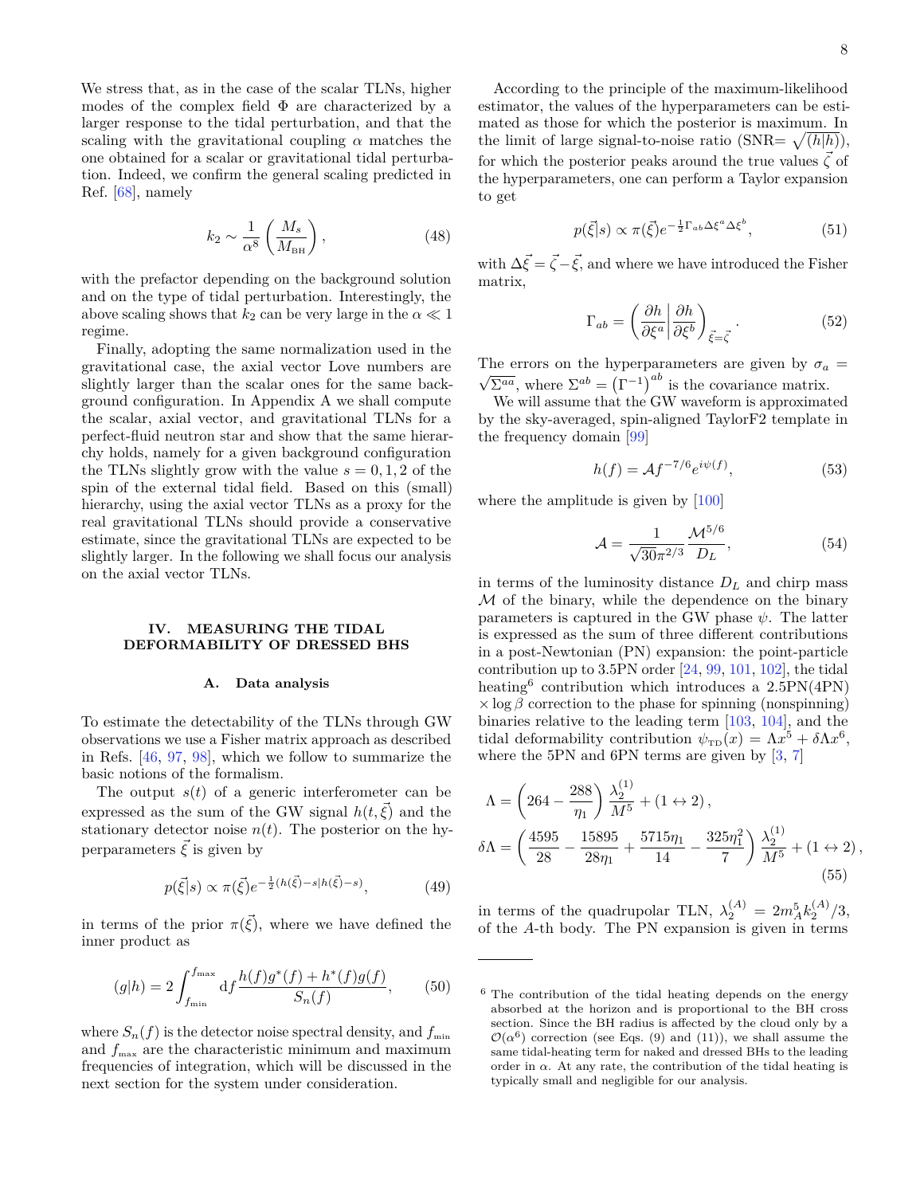We stress that, as in the case of the scalar TLNs, higher modes of the complex field $\Phi$ are characterized by a larger response to the tidal perturbation, and that the scaling with the gravitational coupling $\alpha$ matches the one obtained for a scalar or gravitational tidal perturbation. Indeed, we confirm the general scaling predicted in Ref. [68], namely

$$k_2 \sim \frac{1}{\alpha^8}\left(\frac{M_s}{M_{\rm BH}}\right), \tag{48}$$

with the prefactor depending on the background solution and on the type of tidal perturbation. Interestingly, the above scaling shows that $k_2$ can be very large in the $\alpha \ll 1$ regime.

Finally, adopting the same normalization used in the gravitational case, the axial vector Love numbers are slightly larger than the scalar ones for the same background configuration. In Appendix A we shall compute the scalar, axial vector, and gravitational TLNs for a perfect-fluid neutron star and show that the same hierarchy holds, namely for a given background configuration the TLNs slightly grow with the value $s = 0, 1, 2$ of the spin of the external tidal field. Based on this (small) hierarchy, using the axial vector TLNs as a proxy for the real gravitational TLNs should provide a conservative estimate, since the gravitational TLNs are expected to be slightly larger. In the following we shall focus our analysis on the axial vector TLNs.

## IV. MEASURING THE TIDAL DEFORMABILITY OF DRESSED BHS

### A. Data analysis

To estimate the detectability of the TLNs through GW observations we use a Fisher matrix approach as described in Refs. [46, 97, 98], which we follow to summarize the basic notions of the formalism.

The output $s(t)$ of a generic interferometer can be expressed as the sum of the GW signal $h(t, \vec{\xi})$ and the stationary detector noise $n(t)$. The posterior on the hyperparameters $\vec{\xi}$ is given by

$$p(\vec{\xi}|s) \propto \pi(\vec{\xi}) e^{-\frac{1}{2}(h(\vec{\xi})-s|h(\vec{\xi})-s)}, \tag{49}$$

in terms of the prior $\pi(\vec{\xi})$, where we have defined the inner product as

$$(g|h) = 2\int_{f_{\rm min}}^{f_{\rm max}} {\rm d}f \frac{h(f)g^*(f) + h^*(f)g(f)}{S_n(f)}, \tag{50}$$

where $S_n(f)$ is the detector noise spectral density, and $f_{\rm min}$ and $f_{\rm max}$ are the characteristic minimum and maximum frequencies of integration, which will be discussed in the next section for the system under consideration.

According to the principle of the maximum-likelihood estimator, the values of the hyperparameters can be estimated as those for which the posterior is maximum. In the limit of large signal-to-noise ratio (SNR= $\sqrt{(h|h)}$), for which the posterior peaks around the true values $\vec{\zeta}$ of the hyperparameters, one can perform a Taylor expansion to get

$$p(\vec{\xi}|s) \propto \pi(\vec{\xi}) e^{-\frac{1}{2}\Gamma_{ab}\Delta\xi^a\Delta\xi^b}, \tag{51}$$

with $\Delta\vec{\xi} = \vec{\zeta} - \vec{\xi}$, and where we have introduced the Fisher matrix,

$$\Gamma_{ab} = \left(\frac{\partial h}{\partial \xi^a}\middle|\frac{\partial h}{\partial \xi^b}\right)_{\vec{\xi}=\vec{\zeta}}. \tag{52}$$

The errors on the hyperparameters are given by $\sigma_a = \sqrt{\Sigma^{aa}}$, where $\Sigma^{ab} = \left(\Gamma^{-1}\right)^{ab}$ is the covariance matrix.

We will assume that the GW waveform is approximated by the sky-averaged, spin-aligned TaylorF2 template in the frequency domain [99]

$$h(f) = \mathcal{A} f^{-7/6} e^{i\psi(f)}, \tag{53}$$

where the amplitude is given by [100]

$$\mathcal{A} = \frac{1}{\sqrt{30}\pi^{2/3}}\frac{\mathcal{M}^{5/6}}{D_L}, \tag{54}$$

in terms of the luminosity distance $D_L$ and chirp mass $\mathcal{M}$ of the binary, while the dependence on the binary parameters is captured in the GW phase $\psi$. The latter is expressed as the sum of three different contributions in a post-Newtonian (PN) expansion: the point-particle contribution up to 3.5PN order [24, 99, 101, 102], the tidal heating[6] contribution which introduces a 2.5PN(4PN) $\times \log\beta$ correction to the phase for spinning (nonspinning) binaries relative to the leading term [103, 104], and the tidal deformability contribution $\psi_{\rm TD}(x) = \Lambda x^5 + \delta\Lambda x^6$, where the 5PN and 6PN terms are given by [3, 7]

$$\begin{aligned}
\Lambda &= \left(264 - \frac{288}{\eta_1}\right)\frac{\lambda_2^{(1)}}{M^5} + (1 \leftrightarrow 2), \\
\delta\Lambda &= \left(\frac{4595}{28} - \frac{15895}{28\eta_1} + \frac{5715\eta_1}{14} - \frac{325\eta_1^2}{7}\right)\frac{\lambda_2^{(1)}}{M^5} + (1 \leftrightarrow 2),
\end{aligned} \tag{55}$$

in terms of the quadrupolar TLN, $\lambda_2^{(A)} = 2m_A^5 k_2^{(A)}/3$, of the $A$-th body. The PN expansion is given in terms

[6] The contribution of the tidal heating depends on the energy absorbed at the horizon and is proportional to the BH cross section. Since the BH radius is affected by the cloud only by a $\mathcal{O}(\alpha^6)$ correction (see Eqs. (9) and (11)), we shall assume the same tidal-heating term for naked and dressed BHs to the leading order in $\alpha$. At any rate, the contribution of the tidal heating is typically small and negligible for our analysis.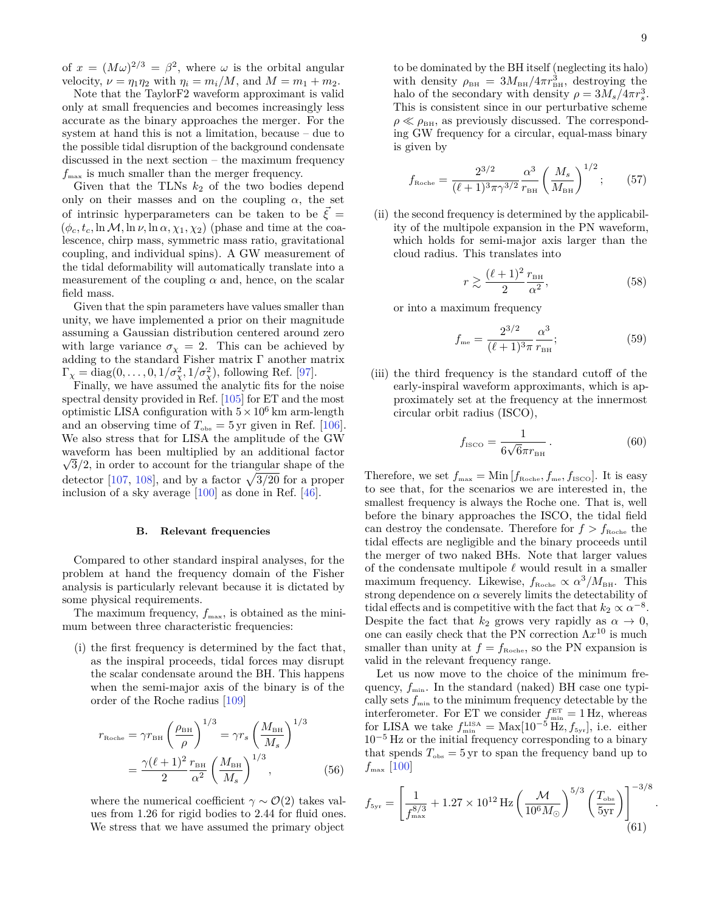of $x = (M\omega)^{2/3} = \beta^2$, where $\omega$ is the orbital angular velocity, $\nu = \eta_1\eta_2$ with $\eta_i = m_i/M$, and $M = m_1 + m_2$.

Note that the TaylorF2 waveform approximant is valid only at small frequencies and becomes increasingly less accurate as the binary approaches the merger. For the system at hand this is not a limitation, because – due to the possible tidal disruption of the background condensate discussed in the next section – the maximum frequency $f_{\rm max}$ is much smaller than the merger frequency.

Given that the TLNs $k_2$ of the two bodies depend only on their masses and on the coupling $\alpha$, the set of intrinsic hyperparameters can be taken to be $\vec{\xi} = (\phi_c, t_c, \ln\mathcal{M}, \ln\nu, \ln\alpha, \chi_1, \chi_2)$ (phase and time at the coalescence, chirp mass, symmetric mass ratio, gravitational coupling, and individual spins). A GW measurement of the tidal deformability will automatically translate into a measurement of the coupling $\alpha$ and, hence, on the scalar field mass.

Given that the spin parameters have values smaller than unity, we have implemented a prior on their magnitude assuming a Gaussian distribution centered around zero with large variance $\sigma_\chi = 2$. This can be achieved by adding to the standard Fisher matrix $\Gamma$ another matrix $\Gamma_\chi = {\rm diag}(0, \dots, 0, 1/\sigma_\chi^2, 1/\sigma_\chi^2)$, following Ref. [97].

Finally, we have assumed the analytic fits for the noise spectral density provided in Ref. [105] for ET and the most optimistic LISA configuration with $5\times10^6$ km arm-length and an observing time of $T_{\rm obs} = 5\,{\rm yr}$ given in Ref. [106]. We also stress that for LISA the amplitude of the GW waveform has been multiplied by an additional factor $\sqrt{3}/2$, in order to account for the triangular shape of the detector [107, 108], and by a factor $\sqrt{3/20}$ for a proper inclusion of a sky average [100] as done in Ref. [46].

### B. Relevant frequencies

Compared to other standard inspiral analyses, for the problem at hand the frequency domain of the Fisher analysis is particularly relevant because it is dictated by some physical requirements.

The maximum frequency, $f_{\rm max}$, is obtained as the minimum between three characteristic frequencies:

(i) the first frequency is determined by the fact that, as the inspiral proceeds, tidal forces may disrupt the scalar condensate around the BH. This happens when the semi-major axis of the binary is of the order of the Roche radius [109]

$$
\begin{aligned}
r_{\rm Roche} &= \gamma r_{\rm BH}\left(\frac{\rho_{\rm BH}}{\rho}\right)^{1/3} = \gamma r_s\left(\frac{M_{\rm BH}}{M_s}\right)^{1/3} \\
&= \frac{\gamma(\ell+1)^2}{2}\frac{r_{\rm BH}}{\alpha^2}\left(\frac{M_{\rm BH}}{M_s}\right)^{1/3}, \qquad (56)
\end{aligned}
$$

where the numerical coefficient $\gamma \sim \mathcal{O}(2)$ takes values from 1.26 for rigid bodies to 2.44 for fluid ones. We stress that we have assumed the primary object to be dominated by the BH itself (neglecting its halo) with density $\rho_{\rm BH} = 3M_{\rm BH}/4\pi r_{\rm BH}^3$, destroying the halo of the secondary with density $\rho = 3M_s/4\pi r_s^3$. This is consistent since in our perturbative scheme $\rho \ll \rho_{\rm BH}$, as previously discussed. The corresponding GW frequency for a circular, equal-mass binary is given by

$$
f_{\rm Roche} = \frac{2^{3/2}}{(\ell+1)^3\pi\gamma^{3/2}}\frac{\alpha^3}{r_{\rm BH}}\left(\frac{M_s}{M_{\rm BH}}\right)^{1/2}; \qquad (57)
$$

(ii) the second frequency is determined by the applicability of the multipole expansion in the PN waveform, which holds for semi-major axis larger than the cloud radius. This translates into

$$
r \gtrsim \frac{(\ell+1)^2}{2}\frac{r_{\rm BH}}{\alpha^2}, \qquad (58)
$$

or into a maximum frequency

$$
f_{\rm me} = \frac{2^{3/2}}{(\ell+1)^3\pi}\frac{\alpha^3}{r_{\rm BH}}; \qquad (59)
$$

(iii) the third frequency is the standard cutoff of the early-inspiral waveform approximants, which is approximately set at the frequency at the innermost circular orbit radius (ISCO),

$$
f_{\rm ISCO} = \frac{1}{6\sqrt{6}\pi r_{\rm BH}}. \qquad (60)
$$

Therefore, we set $f_{\rm max} = {\rm Min}\left[f_{\rm Roche}, f_{\rm me}, f_{\rm ISCO}\right]$. It is easy to see that, for the scenarios we are interested in, the smallest frequency is always the Roche one. That is, well before the binary approaches the ISCO, the tidal field can destroy the condensate. Therefore for $f > f_{\rm Roche}$ the tidal effects are negligible and the binary proceeds until the merger of two naked BHs. Note that larger values of the condensate multipole $\ell$ would result in a smaller maximum frequency. Likewise, $f_{\rm Roche} \propto \alpha^3/M_{\rm BH}$. This strong dependence on $\alpha$ severely limits the detectability of tidal effects and is competitive with the fact that $k_2 \propto \alpha^{-8}$. Despite the fact that $k_2$ grows very rapidly as $\alpha \to 0$, one can easily check that the PN correction $\Lambda x^{10}$ is much smaller than unity at $f = f_{\rm Roche}$, so the PN expansion is valid in the relevant frequency range.

Let us now move to the choice of the minimum frequency, $f_{\rm min}$. In the standard (naked) BH case one typically sets $f_{\rm min}$ to the minimum frequency detectable by the interferometer. For ET we consider $f_{\rm min}^{\rm ET} = 1\,{\rm Hz}$, whereas for LISA we take $f_{\rm min}^{\rm LISA} = {\rm Max}[10^{-5}\,{\rm Hz}, f_{5{\rm yr}}]$, i.e. either $10^{-5}$ Hz or the initial frequency corresponding to a binary that spends $T_{\rm obs} = 5\,{\rm yr}$ to span the frequency band up to $f_{\rm max}$ [100]

$$
f_{5{\rm yr}} = \left[\frac{1}{f_{\rm max}^{8/3}} + 1.27\times10^{12}\,{\rm Hz}\left(\frac{\mathcal{M}}{10^6 M_\odot}\right)^{5/3}\left(\frac{T_{\rm obs}}{5{\rm yr}}\right)\right]^{-3/8}. \qquad (61)
$$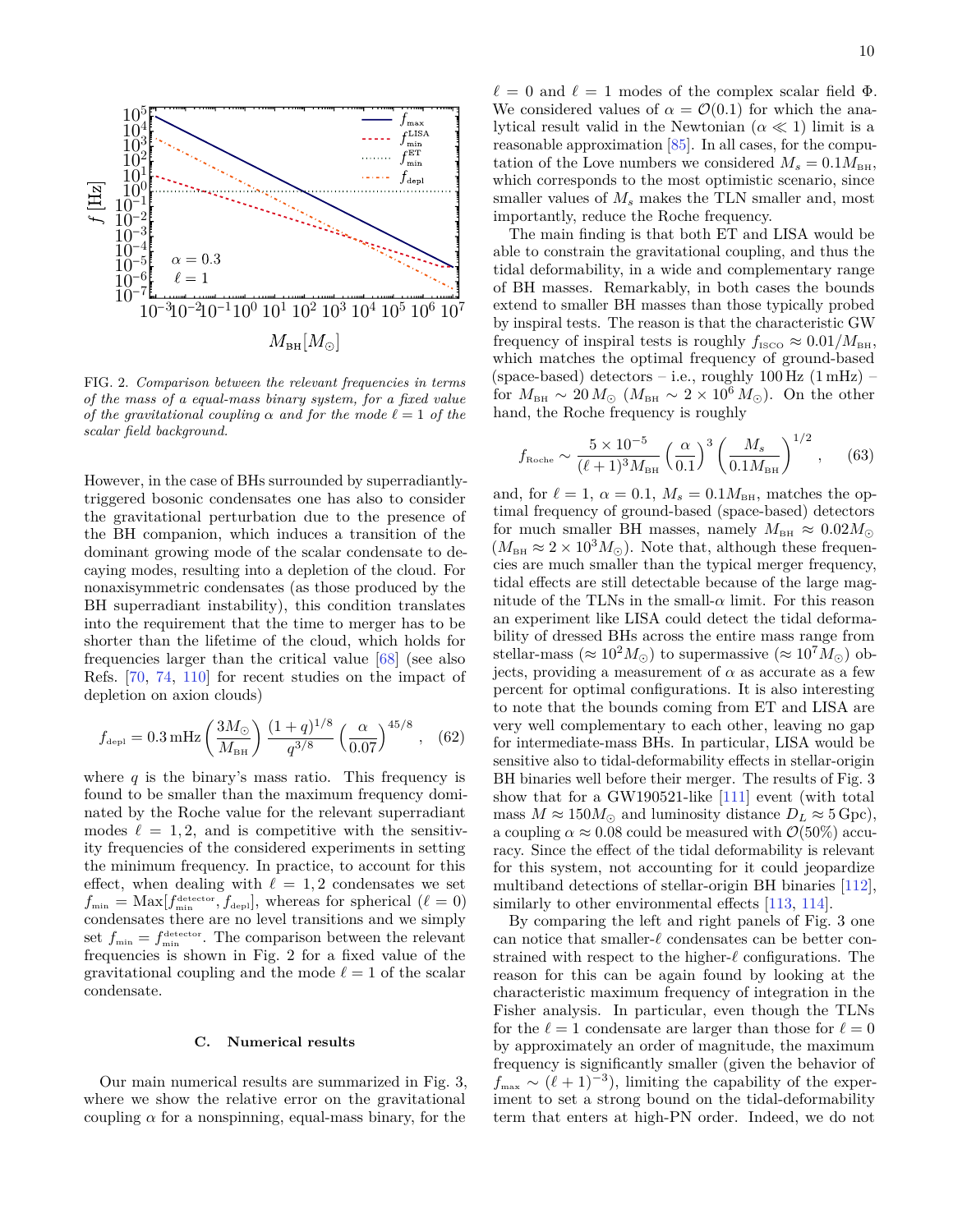FIG. 2. *Comparison between the relevant frequencies in terms of the mass of a equal-mass binary system, for a fixed value of the gravitational coupling $\alpha$ and for the mode $\ell = 1$ of the scalar field background.*

However, in the case of BHs surrounded by superradiantly-triggered bosonic condensates one has also to consider the gravitational perturbation due to the presence of the BH companion, which induces a transition of the dominant growing mode of the scalar condensate to decaying modes, resulting into a depletion of the cloud. For nonaxisymmetric condensates (as those produced by the BH superradiant instability), this condition translates into the requirement that the time to merger has to be shorter than the lifetime of the cloud, which holds for frequencies larger than the critical value [68] (see also Refs. [70, 74, 110] for recent studies on the impact of depletion on axion clouds)

$$f_{\rm depl} = 0.3\,{\rm mHz}\left(\frac{3M_\odot}{M_{\rm BH}}\right)\frac{(1+q)^{1/8}}{q^{3/8}}\left(\frac{\alpha}{0.07}\right)^{45/8}, \quad (62)$$

where $q$ is the binary's mass ratio. This frequency is found to be smaller than the maximum frequency dominated by the Roche value for the relevant superradiant modes $\ell = 1, 2$, and is competitive with the sensitivity frequencies of the considered experiments in setting the minimum frequency. In practice, to account for this effect, when dealing with $\ell = 1, 2$ condensates we set $f_{\rm min} = {\rm Max}[f_{\rm min}^{\rm detector}, f_{\rm depl}]$, whereas for spherical ($\ell = 0$) condensates there are no level transitions and we simply set $f_{\rm min} = f_{\rm min}^{\rm detector}$. The comparison between the relevant frequencies is shown in Fig. 2 for a fixed value of the gravitational coupling and the mode $\ell = 1$ of the scalar condensate.

### C. Numerical results

Our main numerical results are summarized in Fig. 3, where we show the relative error on the gravitational coupling $\alpha$ for a nonspinning, equal-mass binary, for the $\ell = 0$ and $\ell = 1$ modes of the complex scalar field $\Phi$. We considered values of $\alpha = \mathcal{O}(0.1)$ for which the analytical result valid in the Newtonian ($\alpha \ll 1$) limit is a reasonable approximation [85]. In all cases, for the computation of the Love numbers we considered $M_s = 0.1 M_{\rm BH}$, which corresponds to the most optimistic scenario, since smaller values of $M_s$ makes the TLN smaller and, most importantly, reduce the Roche frequency.

The main finding is that both ET and LISA would be able to constrain the gravitational coupling, and thus the tidal deformability, in a wide and complementary range of BH masses. Remarkably, in both cases the bounds extend to smaller BH masses than those typically probed by inspiral tests. The reason is that the characteristic GW frequency of inspiral tests is roughly $f_{\rm ISCO} \approx 0.01/M_{\rm BH}$, which matches the optimal frequency of ground-based (space-based) detectors – i.e., roughly $100\,{\rm Hz}$ ($1\,{\rm mHz}$) – for $M_{\rm BH} \sim 20\,M_\odot$ ($M_{\rm BH} \sim 2\times 10^6\,M_\odot$). On the other hand, the Roche frequency is roughly

$$f_{\rm Roche} \sim \frac{5\times 10^{-5}}{(\ell+1)^3 M_{\rm BH}}\left(\frac{\alpha}{0.1}\right)^3\left(\frac{M_s}{0.1 M_{\rm BH}}\right)^{1/2}, \quad (63)$$

and, for $\ell = 1$, $\alpha = 0.1$, $M_s = 0.1 M_{\rm BH}$, matches the optimal frequency of ground-based (space-based) detectors for much smaller BH masses, namely $M_{\rm BH} \approx 0.02 M_\odot$ ($M_{\rm BH} \approx 2\times 10^3 M_\odot$). Note that, although these frequencies are much smaller than the typical merger frequency, tidal effects are still detectable because of the large magnitude of the TLNs in the small-$\alpha$ limit. For this reason an experiment like LISA could detect the tidal deformability of dressed BHs across the entire mass range from stellar-mass ($\approx 10^2 M_\odot$) to supermassive ($\approx 10^7 M_\odot$) objects, providing a measurement of $\alpha$ as accurate as a few percent for optimal configurations. It is also interesting to note that the bounds coming from ET and LISA are very well complementary to each other, leaving no gap for intermediate-mass BHs. In particular, LISA would be sensitive also to tidal-deformability effects in stellar-origin BH binaries well before their merger. The results of Fig. 3 show that for a GW190521-like [111] event (with total mass $M \approx 150 M_\odot$ and luminosity distance $D_L \approx 5\,{\rm Gpc}$), a coupling $\alpha \approx 0.08$ could be measured with $\mathcal{O}(50\%)$ accuracy. Since the effect of the tidal deformability is relevant for this system, not accounting for it could jeopardize multiband detections of stellar-origin BH binaries [112], similarly to other environmental effects [113, 114].

By comparing the left and right panels of Fig. 3 one can notice that smaller-$\ell$ condensates can be better constrained with respect to the higher-$\ell$ configurations. The reason for this can be again found by looking at the characteristic maximum frequency of integration in the Fisher analysis. In particular, even though the TLNs for the $\ell = 1$ condensate are larger than those for $\ell = 0$ by approximately an order of magnitude, the maximum frequency is significantly smaller (given the behavior of $f_{\rm max} \sim (\ell+1)^{-3}$), limiting the capability of the experiment to set a strong bound on the tidal-deformability term that enters at high-PN order. Indeed, we do not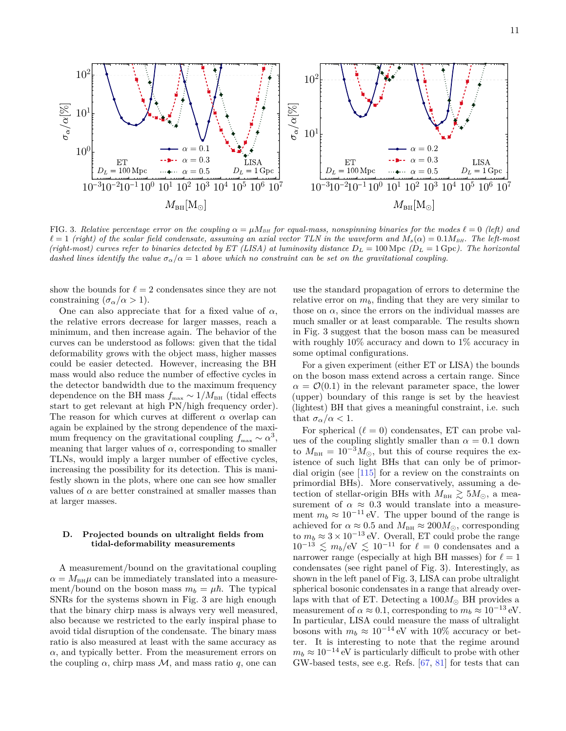FIG. 3. *Relative percentage error on the coupling $\alpha = \mu M_{BH}$ for equal-mass, nonspinning binaries for the modes $\ell = 0$ (left) and $\ell = 1$ (right) of the scalar field condensate, assuming an axial vector TLN in the waveform and $M_s(\alpha) = 0.1 M_{BH}$. The left-most (right-most) curves refer to binaries detected by ET (LISA) at luminosity distance $D_L = 100\,\mathrm{Mpc}$ ($D_L = 1\,\mathrm{Gpc}$). The horizontal dashed lines identify the value $\sigma_\alpha/\alpha = 1$ above which no constraint can be set on the gravitational coupling.*

show the bounds for $\ell = 2$ condensates since they are not constraining ($\sigma_\alpha/\alpha > 1$).

One can also appreciate that for a fixed value of $\alpha$, the relative errors decrease for larger masses, reach a minimum, and then increase again. The behavior of the curves can be understood as follows: given that the tidal deformability grows with the object mass, higher masses could be easier detected. However, increasing the BH mass would also reduce the number of effective cycles in the detector bandwidth due to the maximum frequency dependence on the BH mass $f_{\rm max} \sim 1/M_{\rm BH}$ (tidal effects start to get relevant at high PN/high frequency order). The reason for which curves at different $\alpha$ overlap can again be explained by the strong dependence of the maximum frequency on the gravitational coupling $f_{\rm max} \sim \alpha^3$, meaning that larger values of $\alpha$, corresponding to smaller TLNs, would imply a larger number of effective cycles, increasing the possibility for its detection. This is manifestly shown in the plots, where one can see how smaller values of $\alpha$ are better constrained at smaller masses than at larger masses.

### D. Projected bounds on ultralight fields from tidal-deformability measurements

A measurement/bound on the gravitational coupling $\alpha = M_{\rm BH}\mu$ can be immediately translated into a measurement/bound on the boson mass $m_b = \mu\hbar$. The typical SNRs for the systems shown in Fig. 3 are high enough that the binary chirp mass is always very well measured, also because we restricted to the early inspiral phase to avoid tidal disruption of the condensate. The binary mass ratio is also measured at least with the same accuracy as $\alpha$, and typically better. From the measurement errors on the coupling $\alpha$, chirp mass $\mathcal{M}$, and mass ratio $q$, one can use the standard propagation of errors to determine the relative error on $m_b$, finding that they are very similar to those on $\alpha$, since the errors on the individual masses are much smaller or at least comparable. The results shown in Fig. 3 suggest that the boson mass can be measured with roughly 10% accuracy and down to 1% accuracy in some optimal configurations.

For a given experiment (either ET or LISA) the bounds on the boson mass extend across a certain range. Since $\alpha = \mathcal{O}(0.1)$ in the relevant parameter space, the lower (upper) boundary of this range is set by the heaviest (lightest) BH that gives a meaningful constraint, i.e. such that $\sigma_\alpha/\alpha < 1$.

For spherical ($\ell = 0$) condensates, ET can probe values of the coupling slightly smaller than $\alpha = 0.1$ down to $M_{\rm BH} = 10^{-3} M_\odot$, but this of course requires the existence of such light BHs that can only be of primordial origin (see [115] for a review on the constraints on primordial BHs). More conservatively, assuming a detection of stellar-origin BHs with $M_{\rm BH} \gtrsim 5 M_\odot$, a measurement of $\alpha \approx 0.3$ would translate into a measurement $m_b \approx 10^{-11}\,\mathrm{eV}$. The upper bound of the range is achieved for $\alpha \approx 0.5$ and $M_{\rm BH} \approx 200 M_\odot$, corresponding to $m_b \approx 3 \times 10^{-13}\,\mathrm{eV}$. Overall, ET could probe the range $10^{-13} \lesssim m_b/\mathrm{eV} \lesssim 10^{-11}$ for $\ell = 0$ condensates and a narrower range (especially at high BH masses) for $\ell = 1$ condensates (see right panel of Fig. 3). Interestingly, as shown in the left panel of Fig. 3, LISA can probe ultralight spherical bosonic condensates in a range that already overlaps with that of ET. Detecting a $100 M_\odot$ BH provides a measurement of $\alpha \approx 0.1$, corresponding to $m_b \approx 10^{-13}\,\mathrm{eV}$. In particular, LISA could measure the mass of ultralight bosons with $m_b \approx 10^{-14}\,\mathrm{eV}$ with 10% accuracy or better. It is interesting to note that the regime around $m_b \approx 10^{-14}\,\mathrm{eV}$ is particularly difficult to probe with other GW-based tests, see e.g. Refs. [67, 81] for tests that can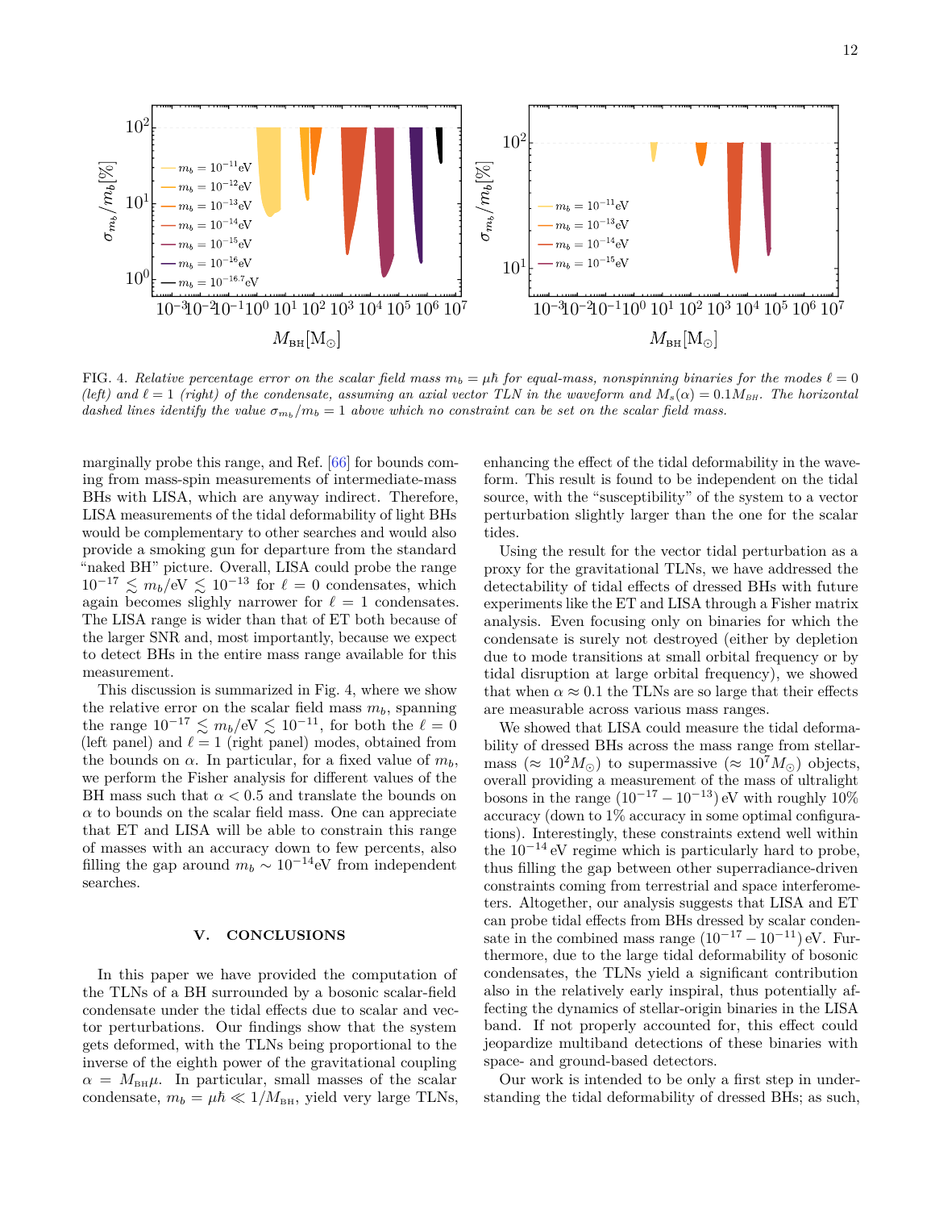FIG. 4. *Relative percentage error on the scalar field mass $m_b = \mu\hbar$ for equal-mass, nonspinning binaries for the modes $\ell = 0$ (left) and $\ell = 1$ (right) of the condensate, assuming an axial vector TLN in the waveform and $M_s(\alpha) = 0.1 M_{\rm BH}$. The horizontal dashed lines identify the value $\sigma_{m_b}/m_b = 1$ above which no constraint can be set on the scalar field mass.*

marginally probe this range, and Ref. [66] for bounds coming from mass-spin measurements of intermediate-mass BHs with LISA, which are anyway indirect. Therefore, LISA measurements of the tidal deformability of light BHs would be complementary to other searches and would also provide a smoking gun for departure from the standard "naked BH" picture. Overall, LISA could probe the range $10^{-17} \lesssim m_b/\text{eV} \lesssim 10^{-13}$ for $\ell = 0$ condensates, which again becomes slighly narrower for $\ell = 1$ condensates. The LISA range is wider than that of ET both because of the larger SNR and, most importantly, because we expect to detect BHs in the entire mass range available for this measurement.

This discussion is summarized in Fig. 4, where we show the relative error on the scalar field mass $m_b$, spanning the range $10^{-17} \lesssim m_b/\text{eV} \lesssim 10^{-11}$, for both the $\ell = 0$ (left panel) and $\ell = 1$ (right panel) modes, obtained from the bounds on $\alpha$. In particular, for a fixed value of $m_b$, we perform the Fisher analysis for different values of the BH mass such that $\alpha < 0.5$ and translate the bounds on $\alpha$ to bounds on the scalar field mass. One can appreciate that ET and LISA will be able to constrain this range of masses with an accuracy down to few percents, also filling the gap around $m_b \sim 10^{-14}$eV from independent searches.

## V. CONCLUSIONS

In this paper we have provided the computation of the TLNs of a BH surrounded by a bosonic scalar-field condensate under the tidal effects due to scalar and vector perturbations. Our findings show that the system gets deformed, with the TLNs being proportional to the inverse of the eighth power of the gravitational coupling $\alpha = M_{\rm BH}\mu$. In particular, small masses of the scalar condensate, $m_b = \mu\hbar \ll 1/M_{\rm BH}$, yield very large TLNs, enhancing the effect of the tidal deformability in the waveform. This result is found to be independent on the tidal source, with the "susceptibility" of the system to a vector perturbation slightly larger than the one for the scalar tides.

Using the result for the vector tidal perturbation as a proxy for the gravitational TLNs, we have addressed the detectability of tidal effects of dressed BHs with future experiments like the ET and LISA through a Fisher matrix analysis. Even focusing only on binaries for which the condensate is surely not destroyed (either by depletion due to mode transitions at small orbital frequency or by tidal disruption at large orbital frequency), we showed that when $\alpha \approx 0.1$ the TLNs are so large that their effects are measurable across various mass ranges.

We showed that LISA could measure the tidal deformability of dressed BHs across the mass range from stellar-mass ($\approx 10^2 M_\odot$) to supermassive ($\approx 10^7 M_\odot$) objects, overall providing a measurement of the mass of ultralight bosons in the range $(10^{-17} - 10^{-13})$ eV with roughly 10% accuracy (down to 1% accuracy in some optimal configurations). Interestingly, these constraints extend well within the $10^{-14}$ eV regime which is particularly hard to probe, thus filling the gap between other superradiance-driven constraints coming from terrestrial and space interferometers. Altogether, our analysis suggests that LISA and ET can probe tidal effects from BHs dressed by scalar condensate in the combined mass range $(10^{-17} - 10^{-11})$ eV. Furthermore, due to the large tidal deformability of bosonic condensates, the TLNs yield a significant contribution also in the relatively early inspiral, thus potentially affecting the dynamics of stellar-origin binaries in the LISA band. If not properly accounted for, this effect could jeopardize multiband detections of these binaries with space- and ground-based detectors.

Our work is intended to be only a first step in understanding the tidal deformability of dressed BHs; as such,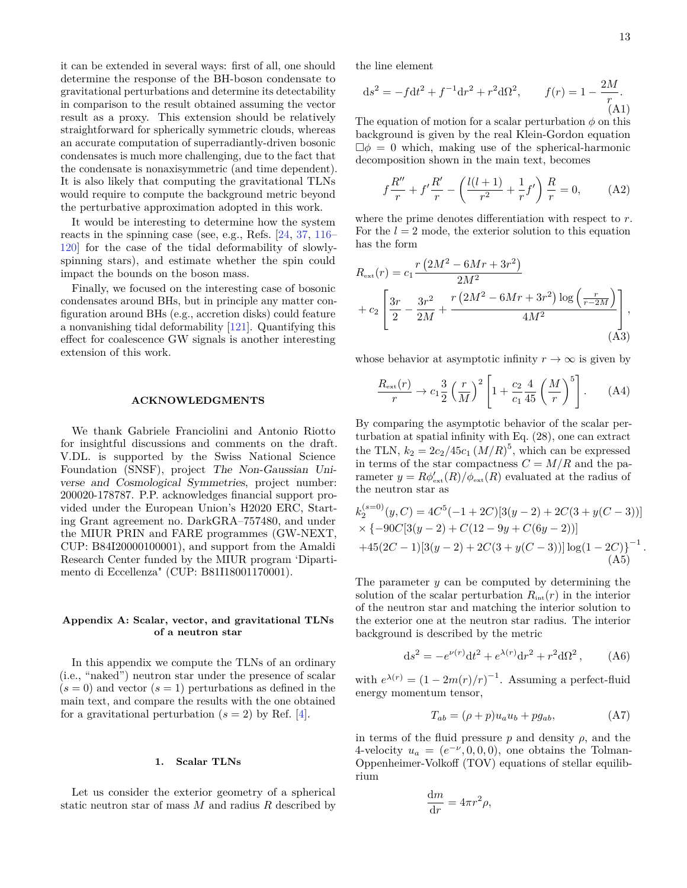it can be extended in several ways: first of all, one should determine the response of the BH-boson condensate to gravitational perturbations and determine its detectability in comparison to the result obtained assuming the vector result as a proxy. This extension should be relatively straightforward for spherically symmetric clouds, whereas an accurate computation of superradiantly-driven bosonic condensates is much more challenging, due to the fact that the condensate is nonaxisymmetric (and time dependent). It is also likely that computing the gravitational TLNs would require to compute the background metric beyond the perturbative approximation adopted in this work.

It would be interesting to determine how the system reacts in the spinning case (see, e.g., Refs. [24, 37, 116–120] for the case of the tidal deformability of slowly-spinning stars), and estimate whether the spin could impact the bounds on the boson mass.

Finally, we focused on the interesting case of bosonic condensates around BHs, but in principle any matter configuration around BHs (e.g., accretion disks) could feature a nonvanishing tidal deformability [121]. Quantifying this effect for coalescence GW signals is another interesting extension of this work.

## ACKNOWLEDGMENTS

We thank Gabriele Franciolini and Antonio Riotto for insightful discussions and comments on the draft. V.DL. is supported by the Swiss National Science Foundation (SNSF), project *The Non-Gaussian Universe and Cosmological Symmetries*, project number: 200020-178787. P.P. acknowledges financial support provided under the European Union's H2020 ERC, Starting Grant agreement no. DarkGRA–757480, and under the MIUR PRIN and FARE programmes (GW-NEXT, CUP: B84I20000100001), and support from the Amaldi Research Center funded by the MIUR program 'Dipartimento di Eccellenza" (CUP: B81I18001170001).

## Appendix A: Scalar, vector, and gravitational TLNs of a neutron star

In this appendix we compute the TLNs of an ordinary (i.e., "naked") neutron star under the presence of scalar ($s = 0$) and vector ($s = 1$) perturbations as defined in the main text, and compare the results with the one obtained for a gravitational perturbation ($s = 2$) by Ref. [4].

### 1. Scalar TLNs

Let us consider the exterior geometry of a spherical static neutron star of mass $M$ and radius $R$ described by the line element

$$
\mathrm{d}s^2 = -f\mathrm{d}t^2 + f^{-1}\mathrm{d}r^2 + r^2\mathrm{d}\Omega^2, \qquad f(r) = 1 - \frac{2M}{r}. \tag{A1}
$$

The equation of motion for a scalar perturbation $\phi$ on this background is given by the real Klein-Gordon equation $\Box\phi = 0$ which, making use of the spherical-harmonic decomposition shown in the main text, becomes

$$
f\frac{R''}{r} + f'\frac{R'}{r} - \left(\frac{l(l+1)}{r^2} + \frac{1}{r}f'\right)\frac{R}{r} = 0, \tag{A2}
$$

where the prime denotes differentiation with respect to $r$. For the $l = 2$ mode, the exterior solution to this equation has the form

$$
R_{\rm ext}(r) = c_1\frac{r\left(2M^2 - 6Mr + 3r^2\right)}{2M^2} + c_2\left[\frac{3r}{2} - \frac{3r^2}{2M} + \frac{r\left(2M^2 - 6Mr + 3r^2\right)\log\left(\frac{r}{r-2M}\right)}{4M^2}\right], \tag{A3}
$$

whose behavior at asymptotic infinity $r \to \infty$ is given by

$$
\frac{R_{\rm ext}(r)}{r} \to c_1\frac{3}{2}\left(\frac{r}{M}\right)^2\left[1 + \frac{c_2}{c_1}\frac{4}{45}\left(\frac{M}{r}\right)^5\right]. \tag{A4}
$$

By comparing the asymptotic behavior of the scalar perturbation at spatial infinity with Eq. (28), one can extract the TLN, $k_2 = 2c_2/45c_1\left(M/R\right)^5$, which can be expressed in terms of the star compactness $C = M/R$ and the parameter $y = R\phi'_{\rm ext}(R)/\phi_{\rm ext}(R)$ evaluated at the radius of the neutron star as

$$
\begin{aligned}
k_2^{(s=0)}(y, C) = {}& 4C^5(-1+2C)[3(y-2) + 2C(3 + y(C-3))] \\
&\times \{-90C[3(y-2) + C(12 - 9y + C(6y-2))] \\
&+45(2C-1)[3(y-2) + 2C(3 + y(C-3))]\log(1-2C)\}^{-1}.
\end{aligned} \tag{A5}
$$

The parameter $y$ can be computed by determining the solution of the scalar perturbation $R_{\rm int}(r)$ in the interior of the neutron star and matching the interior solution to the exterior one at the neutron star radius. The interior background is described by the metric

$$
\mathrm{d}s^2 = -e^{\nu(r)}\mathrm{d}t^2 + e^{\lambda(r)}\mathrm{d}r^2 + r^2\mathrm{d}\Omega^2, \tag{A6}
$$

with $e^{\lambda(r)} = (1 - 2m(r)/r)^{-1}$. Assuming a perfect-fluid energy momentum tensor,

$$
T_{ab} = (\rho + p)u_a u_b + p g_{ab}, \tag{A7}
$$

in terms of the fluid pressure $p$ and density $\rho$, and the 4-velocity $u_a = (e^{-\nu}, 0, 0, 0)$, one obtains the Tolman-Oppenheimer-Volkoff (TOV) equations of stellar equilibrium

$$
\frac{\mathrm{d}m}{\mathrm{d}r} = 4\pi r^2\rho,
$$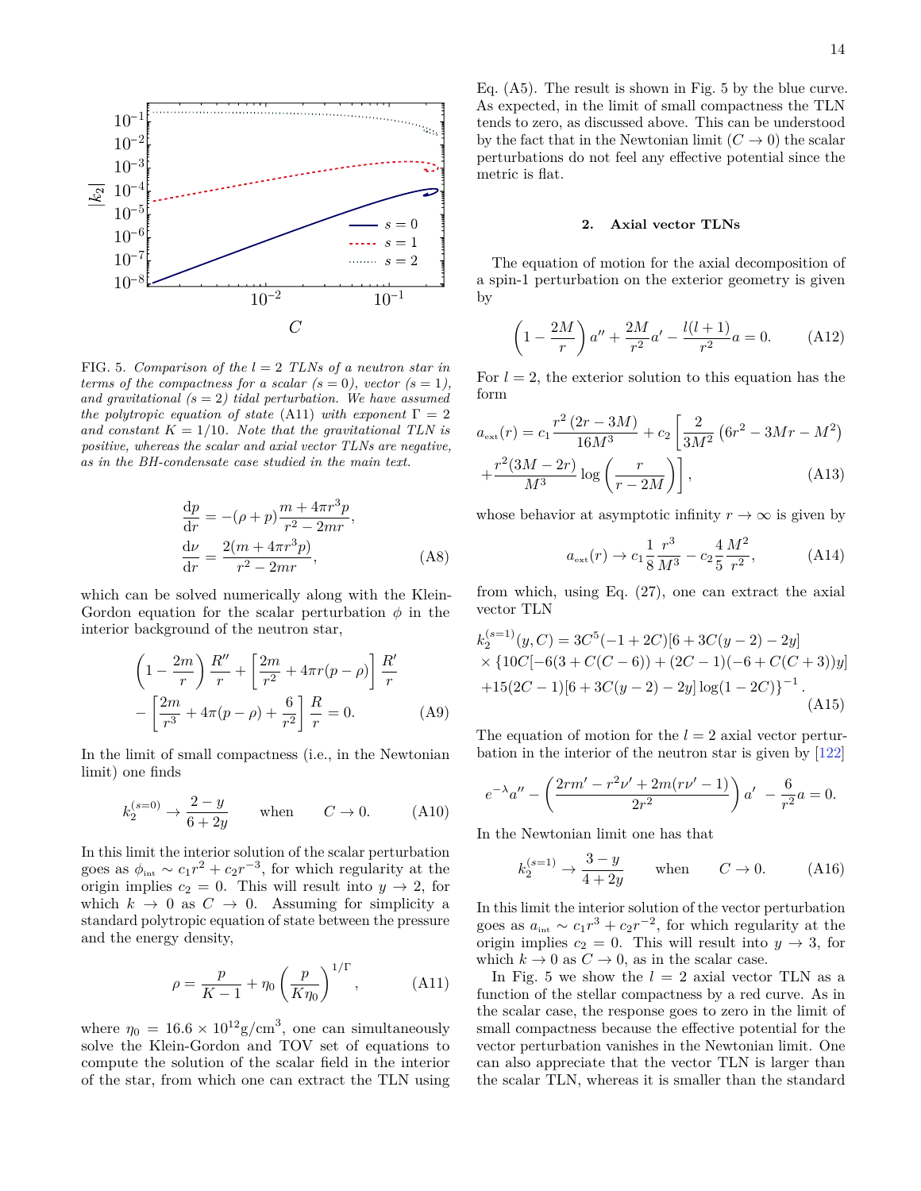FIG. 5. *Comparison of the $l = 2$ TLNs of a neutron star in terms of the compactness for a scalar ($s = 0$), vector ($s = 1$), and gravitational ($s = 2$) tidal perturbation. We have assumed the polytropic equation of state* (A11) *with exponent $\Gamma = 2$ and constant $K = 1/10$. Note that the gravitational TLN is positive, whereas the scalar and axial vector TLNs are negative, as in the BH-condensate case studied in the main text.*

$$
\frac{\mathrm{d}p}{\mathrm{d}r} = -(\rho + p)\frac{m + 4\pi r^3 p}{r^2 - 2mr},
$$
$$
\frac{\mathrm{d}\nu}{\mathrm{d}r} = \frac{2(m + 4\pi r^3 p)}{r^2 - 2mr}, \tag{A8}
$$

which can be solved numerically along with the Klein-Gordon equation for the scalar perturbation $\phi$ in the interior background of the neutron star,

$$
\left(1 - \frac{2m}{r}\right)\frac{R''}{r} + \left[\frac{2m}{r^2} + 4\pi r(p - \rho)\right]\frac{R'}{r} - \left[\frac{2m}{r^3} + 4\pi(p - \rho) + \frac{6}{r^2}\right]\frac{R}{r} = 0. \tag{A9}
$$

In the limit of small compactness (i.e., in the Newtonian limit) one finds

$$
k_2^{(s=0)} \to \frac{2 - y}{6 + 2y} \qquad \text{when} \qquad C \to 0. \tag{A10}
$$

In this limit the interior solution of the scalar perturbation goes as $\phi_{\text{int}} \sim c_1 r^2 + c_2 r^{-3}$, for which regularity at the origin implies $c_2 = 0$. This will result into $y \to 2$, for which $k \to 0$ as $C \to 0$. Assuming for simplicity a standard polytropic equation of state between the pressure and the energy density,

$$
\rho = \frac{p}{K - 1} + \eta_0 \left(\frac{p}{K\eta_0}\right)^{1/\Gamma}, \tag{A11}
$$

where $\eta_0 = 16.6 \times 10^{12}\text{g/cm}^3$, one can simultaneously solve the Klein-Gordon and TOV set of equations to compute the solution of the scalar field in the interior of the star, from which one can extract the TLN using Eq. (A5). The result is shown in Fig. 5 by the blue curve. As expected, in the limit of small compactness the TLN tends to zero, as discussed above. This can be understood by the fact that in the Newtonian limit ($C \to 0$) the scalar perturbations do not feel any effective potential since the metric is flat.

### 2. Axial vector TLNs

The equation of motion for the axial decomposition of a spin-1 perturbation on the exterior geometry is given by

$$
\left(1 - \frac{2M}{r}\right)a'' + \frac{2M}{r^2}a' - \frac{l(l+1)}{r^2}a = 0. \tag{A12}
$$

For $l = 2$, the exterior solution to this equation has the form

$$
a_{\text{ext}}(r) = c_1 \frac{r^2(2r - 3M)}{16M^3} + c_2\left[\frac{2}{3M^2}\left(6r^2 - 3Mr - M^2\right) + \frac{r^2(3M - 2r)}{M^3}\log\left(\frac{r}{r - 2M}\right)\right], \tag{A13}
$$

whose behavior at asymptotic infinity $r \to \infty$ is given by

$$
a_{\text{ext}}(r) \to c_1 \frac{1}{8}\frac{r^3}{M^3} - c_2 \frac{4}{5}\frac{M^2}{r^2}, \tag{A14}
$$

from which, using Eq. (27), one can extract the axial vector TLN

$$
\begin{aligned}
k_2^{(s=1)}(y, C) = {} & 3C^5(-1 + 2C)[6 + 3C(y - 2) - 2y] \\
& \times \{10C[-6(3 + C(C - 6)) + (2C - 1)(-6 + C(C + 3))y] \\
& + 15(2C - 1)[6 + 3C(y - 2) - 2y]\log(1 - 2C)\}^{-1}.
\end{aligned} \tag{A15}
$$

The equation of motion for the $l = 2$ axial vector perturbation in the interior of the neutron star is given by [122]

$$
e^{-\lambda}a'' - \left(\frac{2rm' - r^2\nu' + 2m(r\nu' - 1)}{2r^2}\right)a' - \frac{6}{r^2}a = 0.
$$

In the Newtonian limit one has that

$$
k_2^{(s=1)} \to \frac{3 - y}{4 + 2y} \qquad \text{when} \qquad C \to 0. \tag{A16}
$$

In this limit the interior solution of the vector perturbation goes as $a_{\text{int}} \sim c_1 r^3 + c_2 r^{-2}$, for which regularity at the origin implies $c_2 = 0$. This will result into $y \to 3$, for which $k \to 0$ as $C \to 0$, as in the scalar case.

In Fig. 5 we show the $l = 2$ axial vector TLN as a function of the stellar compactness by a red curve. As in the scalar case, the response goes to zero in the limit of small compactness because the effective potential for the vector perturbation vanishes in the Newtonian limit. One can also appreciate that the vector TLN is larger than the scalar TLN, whereas it is smaller than the standard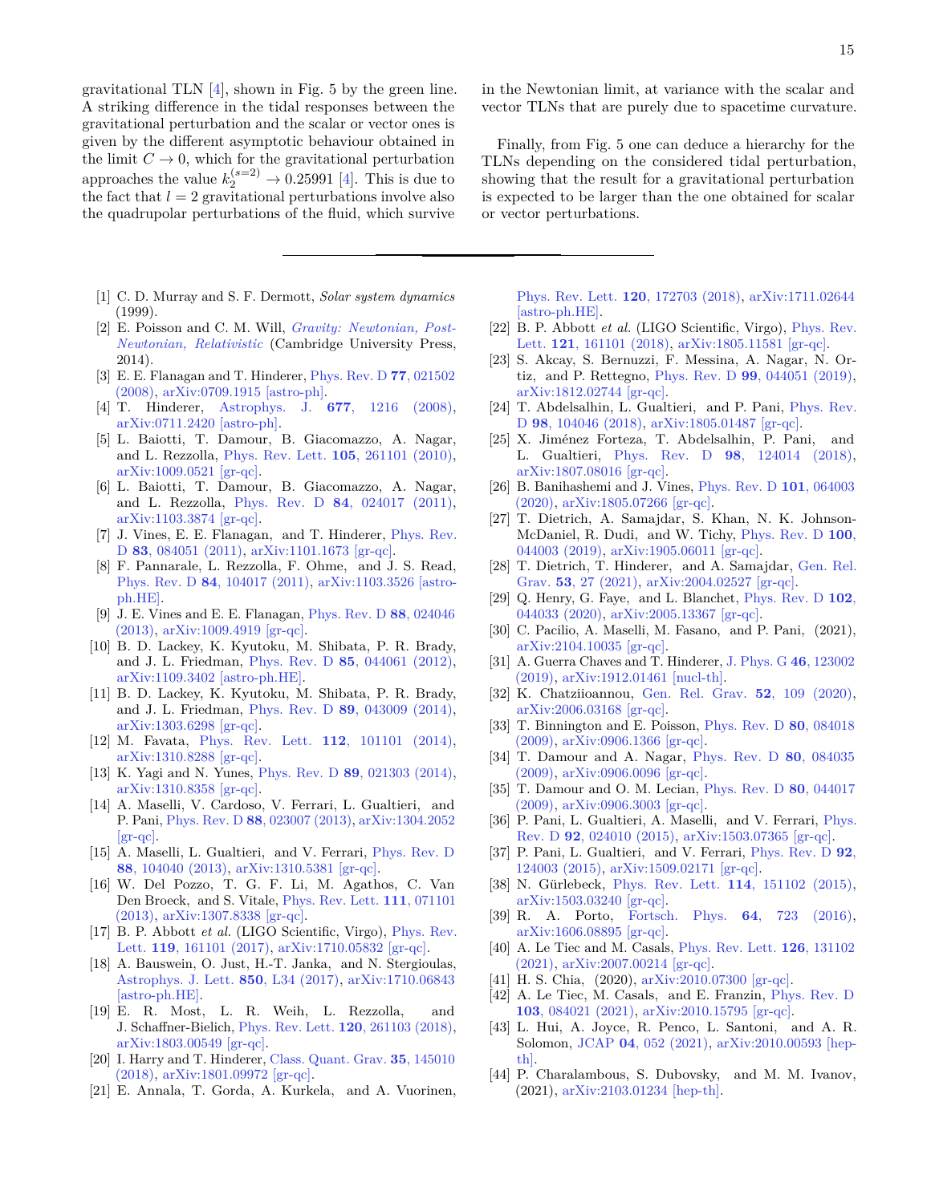gravitational TLN [4], shown in Fig. 5 by the green line. A striking difference in the tidal responses between the gravitational perturbation and the scalar or vector ones is given by the different asymptotic behaviour obtained in the limit $C \to 0$, which for the gravitational perturbation approaches the value $k_2^{(s=2)} \to 0.25991$ [4]. This is due to the fact that $l = 2$ gravitational perturbations involve also the quadrupolar perturbations of the fluid, which survive in the Newtonian limit, at variance with the scalar and vector TLNs that are purely due to spacetime curvature.

Finally, from Fig. 5 one can deduce a hierarchy for the TLNs depending on the considered tidal perturbation, showing that the result for a gravitational perturbation is expected to be larger than the one obtained for scalar or vector perturbations.

---

[1] C. D. Murray and S. F. Dermott, *Solar system dynamics* (1999).

[2] E. Poisson and C. M. Will, *Gravity: Newtonian, Post-Newtonian, Relativistic* (Cambridge University Press, 2014).

[3] E. E. Flanagan and T. Hinderer, Phys. Rev. D **77**, 021502 (2008), arXiv:0709.1915 [astro-ph].

[4] T. Hinderer, Astrophys. J. **677**, 1216 (2008), arXiv:0711.2420 [astro-ph].

[5] L. Baiotti, T. Damour, B. Giacomazzo, A. Nagar, and L. Rezzolla, Phys. Rev. Lett. **105**, 261101 (2010), arXiv:1009.0521 [gr-qc].

[6] L. Baiotti, T. Damour, B. Giacomazzo, A. Nagar, and L. Rezzolla, Phys. Rev. D **84**, 024017 (2011), arXiv:1103.3874 [gr-qc].

[7] J. Vines, E. E. Flanagan, and T. Hinderer, Phys. Rev. D **83**, 084051 (2011), arXiv:1101.1673 [gr-qc].

[8] F. Pannarale, L. Rezzolla, F. Ohme, and J. S. Read, Phys. Rev. D **84**, 104017 (2011), arXiv:1103.3526 [astro-ph.HE].

[9] J. E. Vines and E. E. Flanagan, Phys. Rev. D **88**, 024046 (2013), arXiv:1009.4919 [gr-qc].

[10] B. D. Lackey, K. Kyutoku, M. Shibata, P. R. Brady, and J. L. Friedman, Phys. Rev. D **85**, 044061 (2012), arXiv:1109.3402 [astro-ph.HE].

[11] B. D. Lackey, K. Kyutoku, M. Shibata, P. R. Brady, and J. L. Friedman, Phys. Rev. D **89**, 043009 (2014), arXiv:1303.6298 [gr-qc].

[12] M. Favata, Phys. Rev. Lett. **112**, 101101 (2014), arXiv:1310.8288 [gr-qc].

[13] K. Yagi and N. Yunes, Phys. Rev. D **89**, 021303 (2014), arXiv:1310.8358 [gr-qc].

[14] A. Maselli, V. Cardoso, V. Ferrari, L. Gualtieri, and P. Pani, Phys. Rev. D **88**, 023007 (2013), arXiv:1304.2052 [gr-qc].

[15] A. Maselli, L. Gualtieri, and V. Ferrari, Phys. Rev. D **88**, 104040 (2013), arXiv:1310.5381 [gr-qc].

[16] W. Del Pozzo, T. G. F. Li, M. Agathos, C. Van Den Broeck, and S. Vitale, Phys. Rev. Lett. **111**, 071101 (2013), arXiv:1307.8338 [gr-qc].

[17] B. P. Abbott *et al.* (LIGO Scientific, Virgo), Phys. Rev. Lett. **119**, 161101 (2017), arXiv:1710.05832 [gr-qc].

[18] A. Bauswein, O. Just, H.-T. Janka, and N. Stergioulas, Astrophys. J. Lett. **850**, L34 (2017), arXiv:1710.06843 [astro-ph.HE].

[19] E. R. Most, L. R. Weih, L. Rezzolla, and J. Schaffner-Bielich, Phys. Rev. Lett. **120**, 261103 (2018), arXiv:1803.00549 [gr-qc].

[20] I. Harry and T. Hinderer, Class. Quant. Grav. **35**, 145010 (2018), arXiv:1801.09972 [gr-qc].

[21] E. Annala, T. Gorda, A. Kurkela, and A. Vuorinen, Phys. Rev. Lett. **120**, 172703 (2018), arXiv:1711.02644 [astro-ph.HE].

[22] B. P. Abbott *et al.* (LIGO Scientific, Virgo), Phys. Rev. Lett. **121**, 161101 (2018), arXiv:1805.11581 [gr-qc].

[23] S. Akcay, S. Bernuzzi, F. Messina, A. Nagar, N. Ortiz, and P. Rettegno, Phys. Rev. D **99**, 044051 (2019), arXiv:1812.02744 [gr-qc].

[24] T. Abdelsalhin, L. Gualtieri, and P. Pani, Phys. Rev. D **98**, 104046 (2018), arXiv:1805.01487 [gr-qc].

[25] X. Jiménez Forteza, T. Abdelsalhin, P. Pani, and L. Gualtieri, Phys. Rev. D **98**, 124014 (2018), arXiv:1807.08016 [gr-qc].

[26] B. Banihashemi and J. Vines, Phys. Rev. D **101**, 064003 (2020), arXiv:1805.07266 [gr-qc].

[27] T. Dietrich, A. Samajdar, S. Khan, N. K. Johnson-McDaniel, R. Dudi, and W. Tichy, Phys. Rev. D **100**, 044003 (2019), arXiv:1905.06011 [gr-qc].

[28] T. Dietrich, T. Hinderer, and A. Samajdar, Gen. Rel. Grav. **53**, 27 (2021), arXiv:2004.02527 [gr-qc].

[29] Q. Henry, G. Faye, and L. Blanchet, Phys. Rev. D **102**, 044033 (2020), arXiv:2005.13367 [gr-qc].

[30] C. Pacilio, A. Maselli, M. Fasano, and P. Pani, (2021), arXiv:2104.10035 [gr-qc].

[31] A. Guerra Chaves and T. Hinderer, J. Phys. G **46**, 123002 (2019), arXiv:1912.01461 [nucl-th].

[32] K. Chatziioannou, Gen. Rel. Grav. **52**, 109 (2020), arXiv:2006.03168 [gr-qc].

[33] T. Binnington and E. Poisson, Phys. Rev. D **80**, 084018 (2009), arXiv:0906.1366 [gr-qc].

[34] T. Damour and A. Nagar, Phys. Rev. D **80**, 084035 (2009), arXiv:0906.0096 [gr-qc].

[35] T. Damour and O. M. Lecian, Phys. Rev. D **80**, 044017 (2009), arXiv:0906.3003 [gr-qc].

[36] P. Pani, L. Gualtieri, A. Maselli, and V. Ferrari, Phys. Rev. D **92**, 024010 (2015), arXiv:1503.07365 [gr-qc].

[37] P. Pani, L. Gualtieri, and V. Ferrari, Phys. Rev. D **92**, 124003 (2015), arXiv:1509.02171 [gr-qc].

[38] N. Gürlebeck, Phys. Rev. Lett. **114**, 151102 (2015), arXiv:1503.03240 [gr-qc].

[39] R. A. Porto, Fortsch. Phys. **64**, 723 (2016), arXiv:1606.08895 [gr-qc].

[40] A. Le Tiec and M. Casals, Phys. Rev. Lett. **126**, 131102 (2021), arXiv:2007.00214 [gr-qc].

[41] H. S. Chia, (2020), arXiv:2010.07300 [gr-qc].

[42] A. Le Tiec, M. Casals, and E. Franzin, Phys. Rev. D **103**, 084021 (2021), arXiv:2010.15795 [gr-qc].

[43] L. Hui, A. Joyce, R. Penco, L. Santoni, and A. R. Solomon, JCAP **04**, 052 (2021), arXiv:2010.00593 [hep-th].

[44] P. Charalambous, S. Dubovsky, and M. M. Ivanov, (2021), arXiv:2103.01234 [hep-th].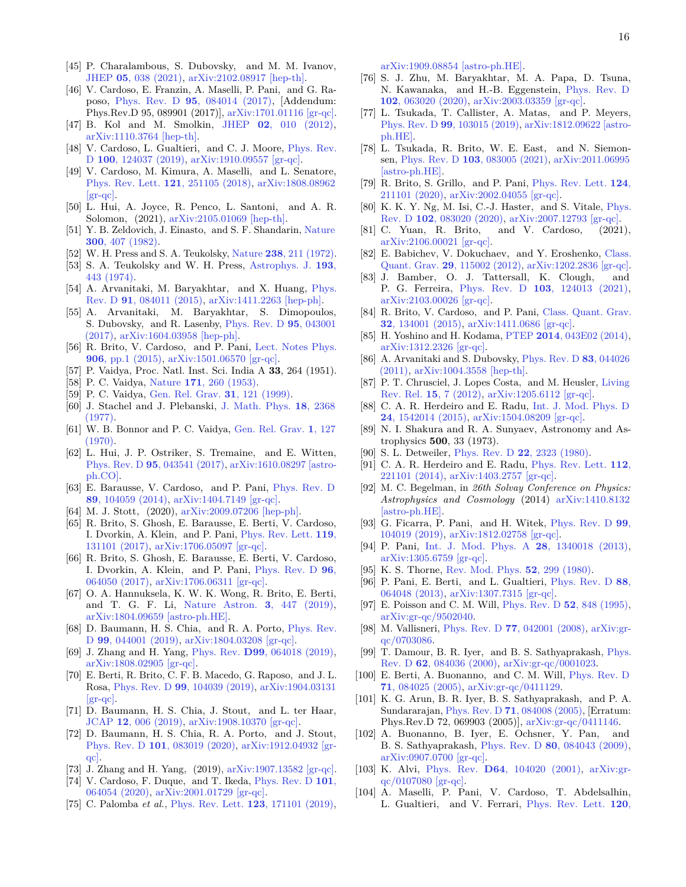[45] P. Charalambous, S. Dubovsky, and M. M. Ivanov, JHEP **05**, 038 (2021), arXiv:2102.08917 [hep-th].

[46] V. Cardoso, E. Franzin, A. Maselli, P. Pani, and G. Raposo, Phys. Rev. D **95**, 084014 (2017), [Addendum: Phys.Rev.D 95, 089901 (2017)], arXiv:1701.01116 [gr-qc].

[47] B. Kol and M. Smolkin, JHEP **02**, 010 (2012), arXiv:1110.3764 [hep-th].

[48] V. Cardoso, L. Gualtieri, and C. J. Moore, Phys. Rev. D **100**, 124037 (2019), arXiv:1910.09557 [gr-qc].

[49] V. Cardoso, M. Kimura, A. Maselli, and L. Senatore, Phys. Rev. Lett. **121**, 251105 (2018), arXiv:1808.08962 [gr-qc].

[50] L. Hui, A. Joyce, R. Penco, L. Santoni, and A. R. Solomon, (2021), arXiv:2105.01069 [hep-th].

[51] Y. B. Zeldovich, J. Einasto, and S. F. Shandarin, Nature **300**, 407 (1982).

[52] W. H. Press and S. A. Teukolsky, Nature **238**, 211 (1972).

[53] S. A. Teukolsky and W. H. Press, Astrophys. J. **193**, 443 (1974).

[54] A. Arvanitaki, M. Baryakhtar, and X. Huang, Phys. Rev. D **91**, 084011 (2015), arXiv:1411.2263 [hep-ph].

[55] A. Arvanitaki, M. Baryakhtar, S. Dimopoulos, S. Dubovsky, and R. Lasenby, Phys. Rev. D **95**, 043001 (2017), arXiv:1604.03958 [hep-ph].

[56] R. Brito, V. Cardoso, and P. Pani, Lect. Notes Phys. **906**, pp.1 (2015), arXiv:1501.06570 [gr-qc].

[57] P. Vaidya, Proc. Natl. Inst. Sci. India A **33**, 264 (1951).

[58] P. C. Vaidya, Nature **171**, 260 (1953).

[59] P. C. Vaidya, Gen. Rel. Grav. **31**, 121 (1999).

[60] J. Stachel and J. Plebanski, J. Math. Phys. **18**, 2368 (1977).

[61] W. B. Bonnor and P. C. Vaidya, Gen. Rel. Grav. **1**, 127 (1970).

[62] L. Hui, J. P. Ostriker, S. Tremaine, and E. Witten, Phys. Rev. D **95**, 043541 (2017), arXiv:1610.08297 [astro-ph.CO].

[63] E. Barausse, V. Cardoso, and P. Pani, Phys. Rev. D **89**, 104059 (2014), arXiv:1404.7149 [gr-qc].

[64] M. J. Stott, (2020), arXiv:2009.07206 [hep-ph].

[65] R. Brito, S. Ghosh, E. Barausse, E. Berti, V. Cardoso, I. Dvorkin, A. Klein, and P. Pani, Phys. Rev. Lett. **119**, 131101 (2017), arXiv:1706.05097 [gr-qc].

[66] R. Brito, S. Ghosh, E. Barausse, E. Berti, V. Cardoso, I. Dvorkin, A. Klein, and P. Pani, Phys. Rev. D **96**, 064050 (2017), arXiv:1706.06311 [gr-qc].

[67] O. A. Hannuksela, K. W. K. Wong, R. Brito, E. Berti, and T. G. F. Li, Nature Astron. **3**, 447 (2019), arXiv:1804.09659 [astro-ph.HE].

[68] D. Baumann, H. S. Chia, and R. A. Porto, Phys. Rev. D **99**, 044001 (2019), arXiv:1804.03208 [gr-qc].

[69] J. Zhang and H. Yang, Phys. Rev. **D99**, 064018 (2019), arXiv:1808.02905 [gr-qc].

[70] E. Berti, R. Brito, C. F. B. Macedo, G. Raposo, and J. L. Rosa, Phys. Rev. D **99**, 104039 (2019), arXiv:1904.03131 [gr-qc].

[71] D. Baumann, H. S. Chia, J. Stout, and L. ter Haar, JCAP **12**, 006 (2019), arXiv:1908.10370 [gr-qc].

[72] D. Baumann, H. S. Chia, R. A. Porto, and J. Stout, Phys. Rev. D **101**, 083019 (2020), arXiv:1912.04932 [gr-qc].

[73] J. Zhang and H. Yang, (2019), arXiv:1907.13582 [gr-qc].

[74] V. Cardoso, F. Duque, and T. Ikeda, Phys. Rev. D **101**, 064054 (2020), arXiv:2001.01729 [gr-qc].

[75] C. Palomba *et al.*, Phys. Rev. Lett. **123**, 171101 (2019), arXiv:1909.08854 [astro-ph.HE].

[76] S. J. Zhu, M. Baryakhtar, M. A. Papa, D. Tsuna, N. Kawanaka, and H.-B. Eggenstein, Phys. Rev. D **102**, 063020 (2020), arXiv:2003.03359 [gr-qc].

[77] L. Tsukada, T. Callister, A. Matas, and P. Meyers, Phys. Rev. D **99**, 103015 (2019), arXiv:1812.09622 [astro-ph.HE].

[78] L. Tsukada, R. Brito, W. E. East, and N. Siemonsen, Phys. Rev. D **103**, 083005 (2021), arXiv:2011.06995 [astro-ph.HE].

[79] R. Brito, S. Grillo, and P. Pani, Phys. Rev. Lett. **124**, 211101 (2020), arXiv:2002.04055 [gr-qc].

[80] K. K. Y. Ng, M. Isi, C.-J. Haster, and S. Vitale, Phys. Rev. D **102**, 083020 (2020), arXiv:2007.12793 [gr-qc].

[81] C. Yuan, R. Brito, and V. Cardoso, (2021), arXiv:2106.00021 [gr-qc].

[82] E. Babichev, V. Dokuchaev, and Y. Eroshenko, Class. Quant. Grav. **29**, 115002 (2012), arXiv:1202.2836 [gr-qc].

[83] J. Bamber, O. J. Tattersall, K. Clough, and P. G. Ferreira, Phys. Rev. D **103**, 124013 (2021), arXiv:2103.00026 [gr-qc].

[84] R. Brito, V. Cardoso, and P. Pani, Class. Quant. Grav. **32**, 134001 (2015), arXiv:1411.0686 [gr-qc].

[85] H. Yoshino and H. Kodama, PTEP **2014**, 043E02 (2014), arXiv:1312.2326 [gr-qc].

[86] A. Arvanitaki and S. Dubovsky, Phys. Rev. D **83**, 044026 (2011), arXiv:1004.3558 [hep-th].

[87] P. T. Chrusciel, J. Lopes Costa, and M. Heusler, Living Rev. Rel. **15**, 7 (2012), arXiv:1205.6112 [gr-qc].

[88] C. A. R. Herdeiro and E. Radu, Int. J. Mod. Phys. D **24**, 1542014 (2015), arXiv:1504.08209 [gr-qc].

[89] N. I. Shakura and R. A. Sunyaev, Astronomy and Astrophysics **500**, 33 (1973).

[90] S. L. Detweiler, Phys. Rev. D **22**, 2323 (1980).

[91] C. A. R. Herdeiro and E. Radu, Phys. Rev. Lett. **112**, 221101 (2014), arXiv:1403.2757 [gr-qc].

[92] M. C. Begelman, in *26th Solvay Conference on Physics: Astrophysics and Cosmology* (2014) arXiv:1410.8132 [astro-ph.HE].

[93] G. Ficarra, P. Pani, and H. Witek, Phys. Rev. D **99**, 104019 (2019), arXiv:1812.02758 [gr-qc].

[94] P. Pani, Int. J. Mod. Phys. A **28**, 1340018 (2013), arXiv:1305.6759 [gr-qc].

[95] K. S. Thorne, Rev. Mod. Phys. **52**, 299 (1980).

[96] P. Pani, E. Berti, and L. Gualtieri, Phys. Rev. D **88**, 064048 (2013), arXiv:1307.7315 [gr-qc].

[97] E. Poisson and C. M. Will, Phys. Rev. D **52**, 848 (1995), arXiv:gr-qc/9502040.

[98] M. Vallisneri, Phys. Rev. D **77**, 042001 (2008), arXiv:gr-qc/0703086.

[99] T. Damour, B. R. Iyer, and B. S. Sathyaprakash, Phys. Rev. D **62**, 084036 (2000), arXiv:gr-qc/0001023.

[100] E. Berti, A. Buonanno, and C. M. Will, Phys. Rev. D **71**, 084025 (2005), arXiv:gr-qc/0411129.

[101] K. G. Arun, B. R. Iyer, B. S. Sathyaprakash, and P. A. Sundararajan, Phys. Rev. D **71**, 084008 (2005), [Erratum: Phys.Rev.D 72, 069903 (2005)], arXiv:gr-qc/0411146.

[102] A. Buonanno, B. Iyer, E. Ochsner, Y. Pan, and B. S. Sathyaprakash, Phys. Rev. D **80**, 084043 (2009), arXiv:0907.0700 [gr-qc].

[103] K. Alvi, Phys. Rev. **D64**, 104020 (2001), arXiv:gr-qc/0107080 [gr-qc].

[104] A. Maselli, P. Pani, V. Cardoso, T. Abdelsalhin, L. Gualtieri, and V. Ferrari, Phys. Rev. Lett. **120**,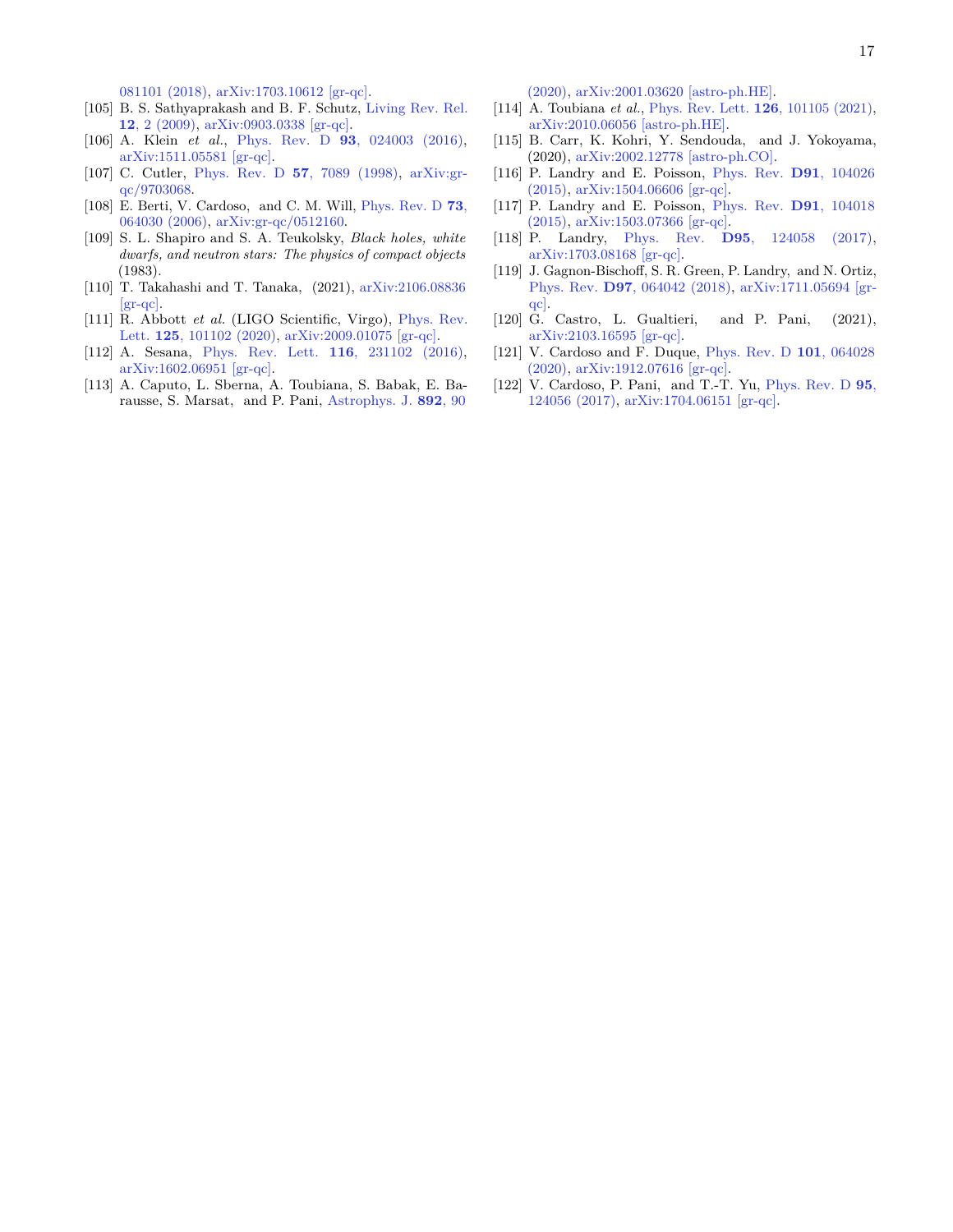081101 (2018), arXiv:1703.10612 [gr-qc].

[105] B. S. Sathyaprakash and B. F. Schutz, Living Rev. Rel. **12**, 2 (2009), arXiv:0903.0338 [gr-qc].

[106] A. Klein *et al.*, Phys. Rev. D **93**, 024003 (2016), arXiv:1511.05581 [gr-qc].

[107] C. Cutler, Phys. Rev. D **57**, 7089 (1998), arXiv:gr-qc/9703068.

[108] E. Berti, V. Cardoso, and C. M. Will, Phys. Rev. D **73**, 064030 (2006), arXiv:gr-qc/0512160.

[109] S. L. Shapiro and S. A. Teukolsky, *Black holes, white dwarfs, and neutron stars: The physics of compact objects* (1983).

[110] T. Takahashi and T. Tanaka, (2021), arXiv:2106.08836 [gr-qc].

[111] R. Abbott *et al.* (LIGO Scientific, Virgo), Phys. Rev. Lett. **125**, 101102 (2020), arXiv:2009.01075 [gr-qc].

[112] A. Sesana, Phys. Rev. Lett. **116**, 231102 (2016), arXiv:1602.06951 [gr-qc].

[113] A. Caputo, L. Sberna, A. Toubiana, S. Babak, E. Barausse, S. Marsat, and P. Pani, Astrophys. J. **892**, 90 (2020), arXiv:2001.03620 [astro-ph.HE].

[114] A. Toubiana *et al.*, Phys. Rev. Lett. **126**, 101105 (2021), arXiv:2010.06056 [astro-ph.HE].

[115] B. Carr, K. Kohri, Y. Sendouda, and J. Yokoyama, (2020), arXiv:2002.12778 [astro-ph.CO].

[116] P. Landry and E. Poisson, Phys. Rev. **D91**, 104026 (2015), arXiv:1504.06606 [gr-qc].

[117] P. Landry and E. Poisson, Phys. Rev. **D91**, 104018 (2015), arXiv:1503.07366 [gr-qc].

[118] P. Landry, Phys. Rev. **D95**, 124058 (2017), arXiv:1703.08168 [gr-qc].

[119] J. Gagnon-Bischoff, S. R. Green, P. Landry, and N. Ortiz, Phys. Rev. **D97**, 064042 (2018), arXiv:1711.05694 [gr-qc].

[120] G. Castro, L. Gualtieri, and P. Pani, (2021), arXiv:2103.16595 [gr-qc].

[121] V. Cardoso and F. Duque, Phys. Rev. D **101**, 064028 (2020), arXiv:1912.07616 [gr-qc].

[122] V. Cardoso, P. Pani, and T.-T. Yu, Phys. Rev. D **95**, 124056 (2017), arXiv:1704.06151 [gr-qc].